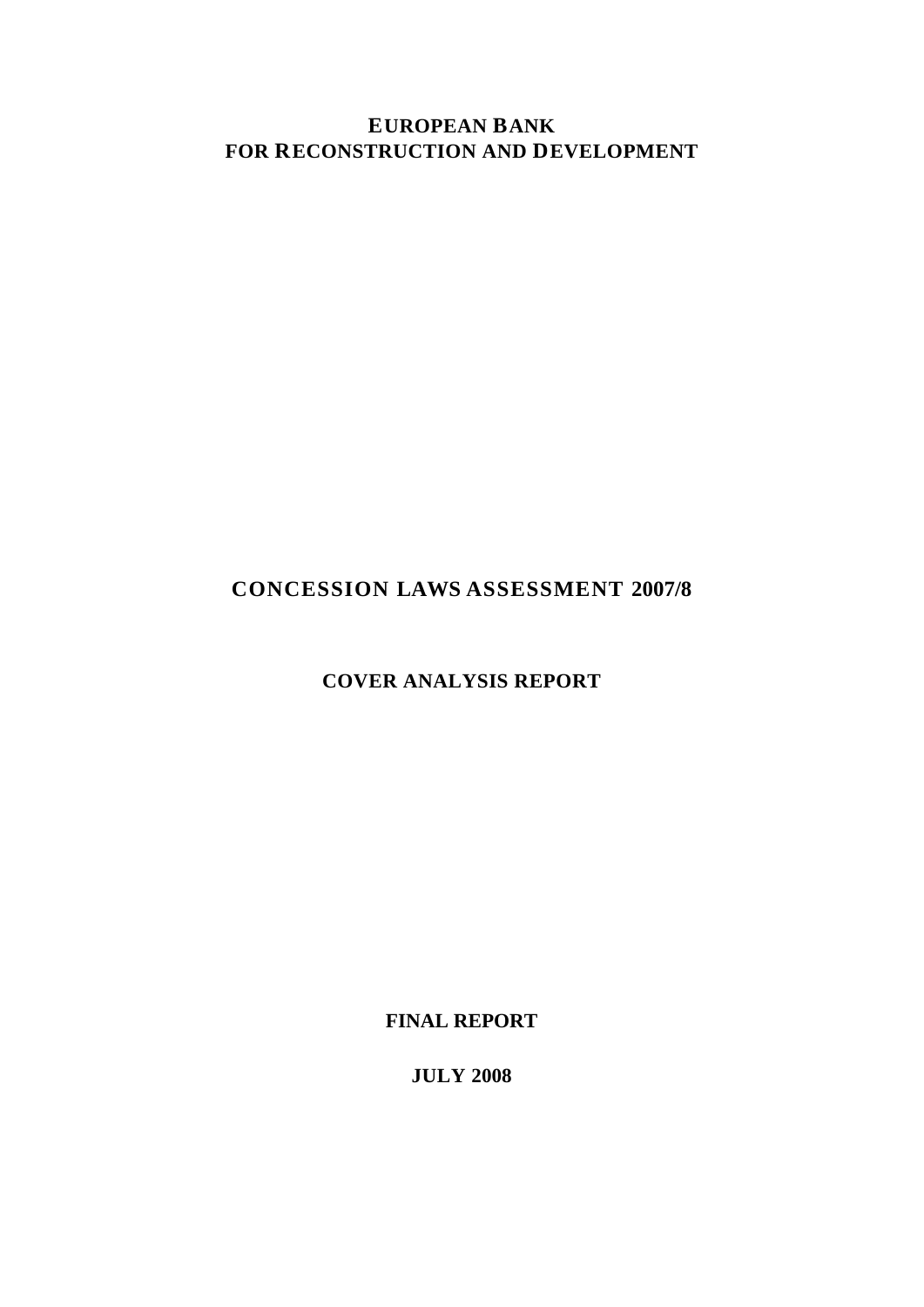# EUROPEAN BANK
# FOR RECONSTRUCTION AND DEVELOPMENT

## CONCESSION LAWS ASSESSMENT 2007/8

### COVER ANALYSIS REPORT

**FINAL REPORT**

**JULY 2008**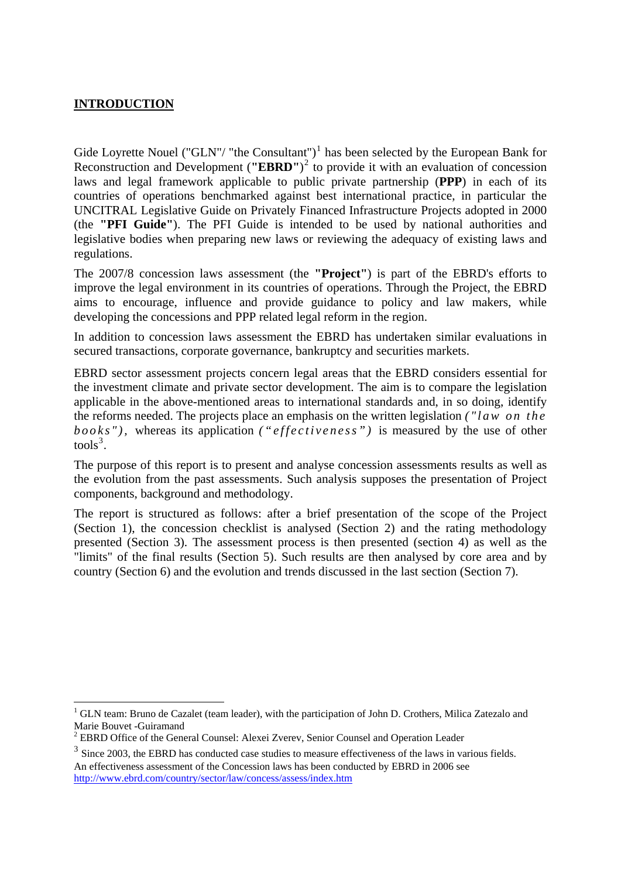## INTRODUCTION

Gide Loyrette Nouel ("GLN"/ "the Consultant")[1] has been selected by the European Bank for Reconstruction and Development (**"EBRD"**)[2] to provide it with an evaluation of concession laws and legal framework applicable to public private partnership (**PPP**) in each of its countries of operations benchmarked against best international practice, in particular the UNCITRAL Legislative Guide on Privately Financed Infrastructure Projects adopted in 2000 (the **"PFI Guide"**). The PFI Guide is intended to be used by national authorities and legislative bodies when preparing new laws or reviewing the adequacy of existing laws and regulations.

The 2007/8 concession laws assessment (the **"Project"**) is part of the EBRD's efforts to improve the legal environment in its countries of operations. Through the Project, the EBRD aims to encourage, influence and provide guidance to policy and law makers, while developing the concessions and PPP related legal reform in the region.

In addition to concession laws assessment the EBRD has undertaken similar evaluations in secured transactions, corporate governance, bankruptcy and securities markets.

EBRD sector assessment projects concern legal areas that the EBRD considers essential for the investment climate and private sector development. The aim is to compare the legislation applicable in the above-mentioned areas to international standards and, in so doing, identify the reforms needed. The projects place an emphasis on the written legislation *("law on the books")*, whereas its application *("effectiveness")* is measured by the use of other tools[3].

The purpose of this report is to present and analyse concession assessments results as well as the evolution from the past assessments. Such analysis supposes the presentation of Project components, background and methodology.

The report is structured as follows: after a brief presentation of the scope of the Project (Section 1), the concession checklist is analysed (Section 2) and the rating methodology presented (Section 3). The assessment process is then presented (section 4) as well as the "limits" of the final results (Section 5). Such results are then analysed by core area and by country (Section 6) and the evolution and trends discussed in the last section (Section 7).

---

[1] GLN team: Bruno de Cazalet (team leader), with the participation of John D. Crothers, Milica Zatezalo and Marie Bouvet -Guiramand

[2] EBRD Office of the General Counsel: Alexei Zverev, Senior Counsel and Operation Leader

[3] Since 2003, the EBRD has conducted case studies to measure effectiveness of the laws in various fields. An effectiveness assessment of the Concession laws has been conducted by EBRD in 2006 see http://www.ebrd.com/country/sector/law/concess/assess/index.htm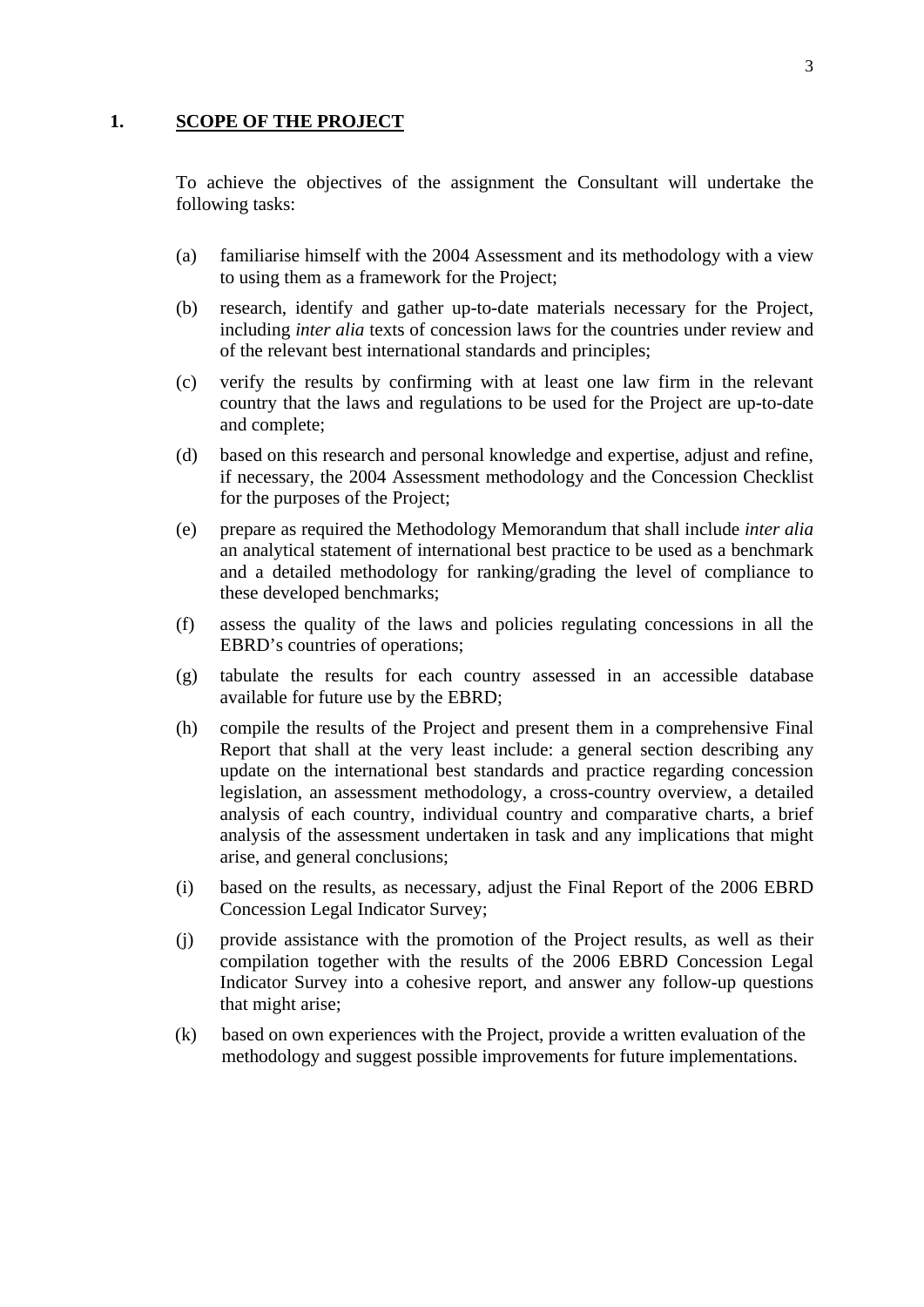## 1. SCOPE OF THE PROJECT

To achieve the objectives of the assignment the Consultant will undertake the following tasks:

(a) familiarise himself with the 2004 Assessment and its methodology with a view to using them as a framework for the Project;

(b) research, identify and gather up-to-date materials necessary for the Project, including *inter alia* texts of concession laws for the countries under review and of the relevant best international standards and principles;

(c) verify the results by confirming with at least one law firm in the relevant country that the laws and regulations to be used for the Project are up-to-date and complete;

(d) based on this research and personal knowledge and expertise, adjust and refine, if necessary, the 2004 Assessment methodology and the Concession Checklist for the purposes of the Project;

(e) prepare as required the Methodology Memorandum that shall include *inter alia* an analytical statement of international best practice to be used as a benchmark and a detailed methodology for ranking/grading the level of compliance to these developed benchmarks;

(f) assess the quality of the laws and policies regulating concessions in all the EBRD's countries of operations;

(g) tabulate the results for each country assessed in an accessible database available for future use by the EBRD;

(h) compile the results of the Project and present them in a comprehensive Final Report that shall at the very least include: a general section describing any update on the international best standards and practice regarding concession legislation, an assessment methodology, a cross-country overview, a detailed analysis of each country, individual country and comparative charts, a brief analysis of the assessment undertaken in task and any implications that might arise, and general conclusions;

(i) based on the results, as necessary, adjust the Final Report of the 2006 EBRD Concession Legal Indicator Survey;

(j) provide assistance with the promotion of the Project results, as well as their compilation together with the results of the 2006 EBRD Concession Legal Indicator Survey into a cohesive report, and answer any follow-up questions that might arise;

(k) based on own experiences with the Project, provide a written evaluation of the methodology and suggest possible improvements for future implementations.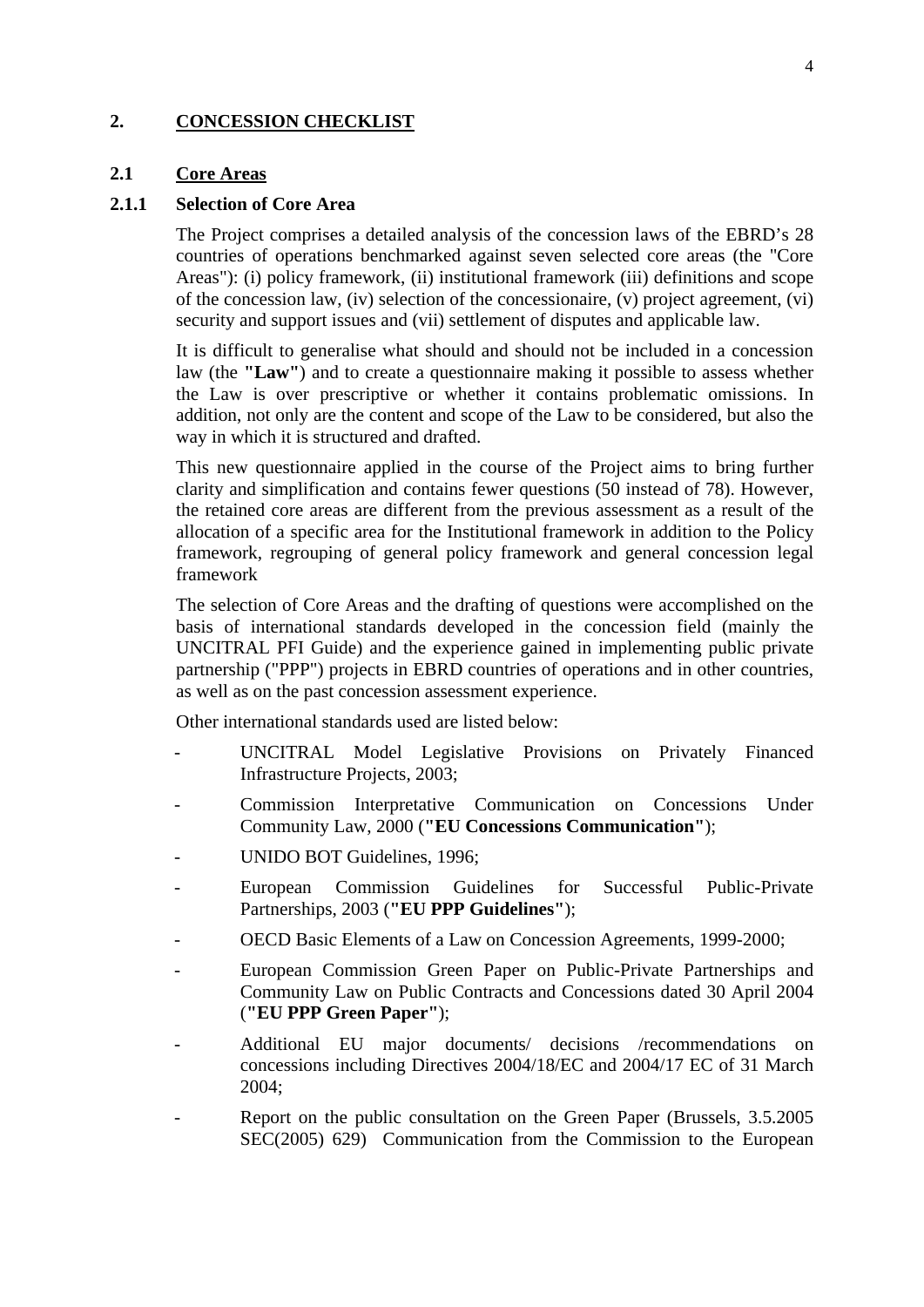## 2. CONCESSION CHECKLIST

### 2.1 Core Areas

#### 2.1.1 Selection of Core Area

The Project comprises a detailed analysis of the concession laws of the EBRD's 28 countries of operations benchmarked against seven selected core areas (the "Core Areas"): (i) policy framework, (ii) institutional framework (iii) definitions and scope of the concession law, (iv) selection of the concessionaire, (v) project agreement, (vi) security and support issues and (vii) settlement of disputes and applicable law.

It is difficult to generalise what should and should not be included in a concession law (the **"Law"**) and to create a questionnaire making it possible to assess whether the Law is over prescriptive or whether it contains problematic omissions. In addition, not only are the content and scope of the Law to be considered, but also the way in which it is structured and drafted.

This new questionnaire applied in the course of the Project aims to bring further clarity and simplification and contains fewer questions (50 instead of 78). However, the retained core areas are different from the previous assessment as a result of the allocation of a specific area for the Institutional framework in addition to the Policy framework, regrouping of general policy framework and general concession legal framework

The selection of Core Areas and the drafting of questions were accomplished on the basis of international standards developed in the concession field (mainly the UNCITRAL PFI Guide) and the experience gained in implementing public private partnership ("PPP") projects in EBRD countries of operations and in other countries, as well as on the past concession assessment experience.

Other international standards used are listed below:

- UNCITRAL Model Legislative Provisions on Privately Financed Infrastructure Projects, 2003;
- Commission Interpretative Communication on Concessions Under Community Law, 2000 (**"EU Concessions Communication"**);
- UNIDO BOT Guidelines, 1996;
- European Commission Guidelines for Successful Public-Private Partnerships, 2003 (**"EU PPP Guidelines"**);
- OECD Basic Elements of a Law on Concession Agreements, 1999-2000;
- European Commission Green Paper on Public-Private Partnerships and Community Law on Public Contracts and Concessions dated 30 April 2004 (**"EU PPP Green Paper"**);
- Additional EU major documents/ decisions /recommendations on concessions including Directives 2004/18/EC and 2004/17 EC of 31 March 2004;
- Report on the public consultation on the Green Paper (Brussels, 3.5.2005 SEC(2005) 629) Communication from the Commission to the European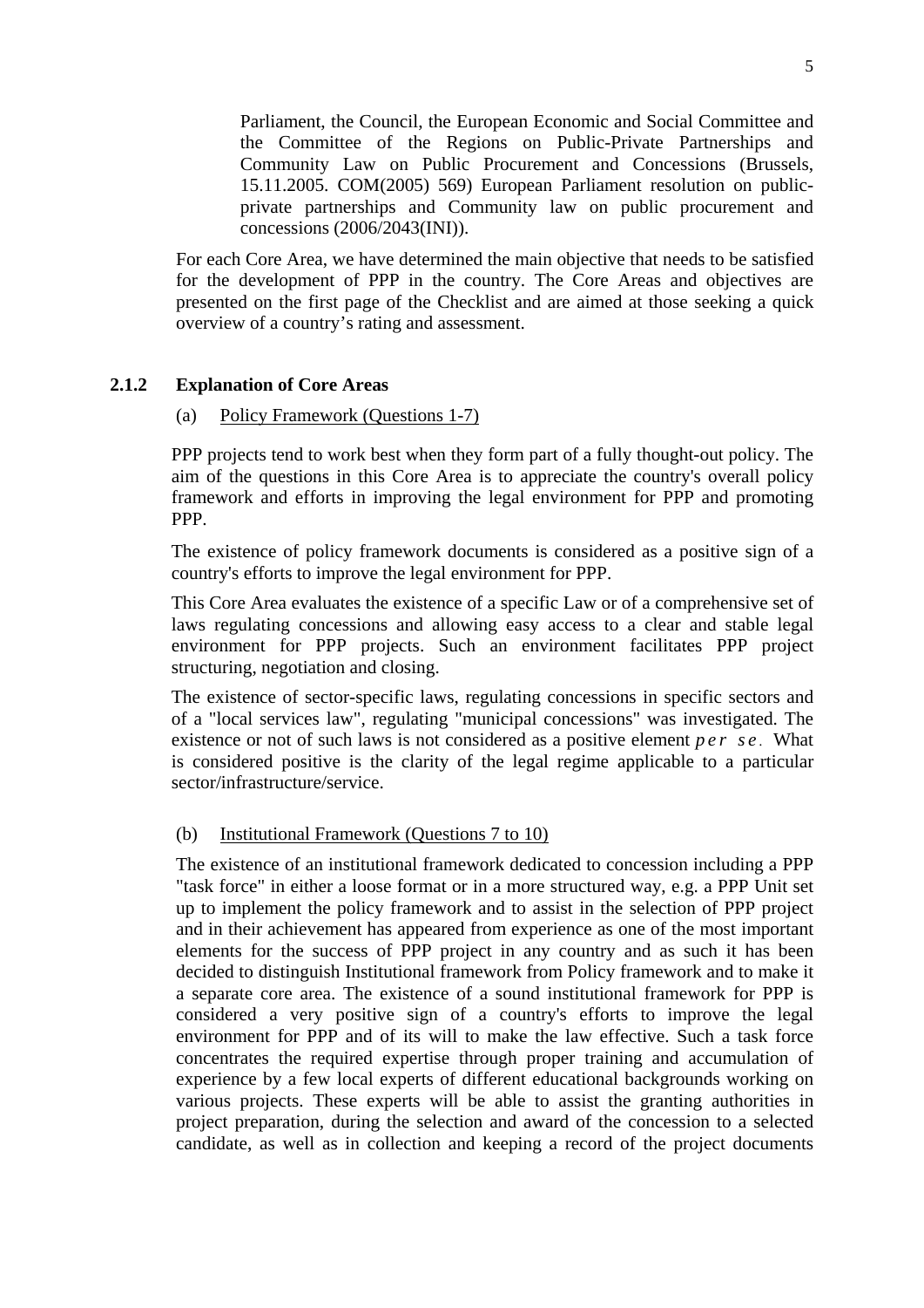Parliament, the Council, the European Economic and Social Committee and the Committee of the Regions on Public-Private Partnerships and Community Law on Public Procurement and Concessions (Brussels, 15.11.2005. COM(2005) 569) European Parliament resolution on public-private partnerships and Community law on public procurement and concessions (2006/2043(INI)).

For each Core Area, we have determined the main objective that needs to be satisfied for the development of PPP in the country. The Core Areas and objectives are presented on the first page of the Checklist and are aimed at those seeking a quick overview of a country's rating and assessment.

### 2.1.2 Explanation of Core Areas

(a) Policy Framework (Questions 1-7)

PPP projects tend to work best when they form part of a fully thought-out policy. The aim of the questions in this Core Area is to appreciate the country's overall policy framework and efforts in improving the legal environment for PPP and promoting PPP.

The existence of policy framework documents is considered as a positive sign of a country's efforts to improve the legal environment for PPP.

This Core Area evaluates the existence of a specific Law or of a comprehensive set of laws regulating concessions and allowing easy access to a clear and stable legal environment for PPP projects. Such an environment facilitates PPP project structuring, negotiation and closing.

The existence of sector-specific laws, regulating concessions in specific sectors and of a "local services law", regulating "municipal concessions" was investigated. The existence or not of such laws is not considered as a positive element *per se*. What is considered positive is the clarity of the legal regime applicable to a particular sector/infrastructure/service.

(b) Institutional Framework (Questions 7 to 10)

The existence of an institutional framework dedicated to concession including a PPP "task force" in either a loose format or in a more structured way, e.g. a PPP Unit set up to implement the policy framework and to assist in the selection of PPP project and in their achievement has appeared from experience as one of the most important elements for the success of PPP project in any country and as such it has been decided to distinguish Institutional framework from Policy framework and to make it a separate core area. The existence of a sound institutional framework for PPP is considered a very positive sign of a country's efforts to improve the legal environment for PPP and of its will to make the law effective. Such a task force concentrates the required expertise through proper training and accumulation of experience by a few local experts of different educational backgrounds working on various projects. These experts will be able to assist the granting authorities in project preparation, during the selection and award of the concession to a selected candidate, as well as in collection and keeping a record of the project documents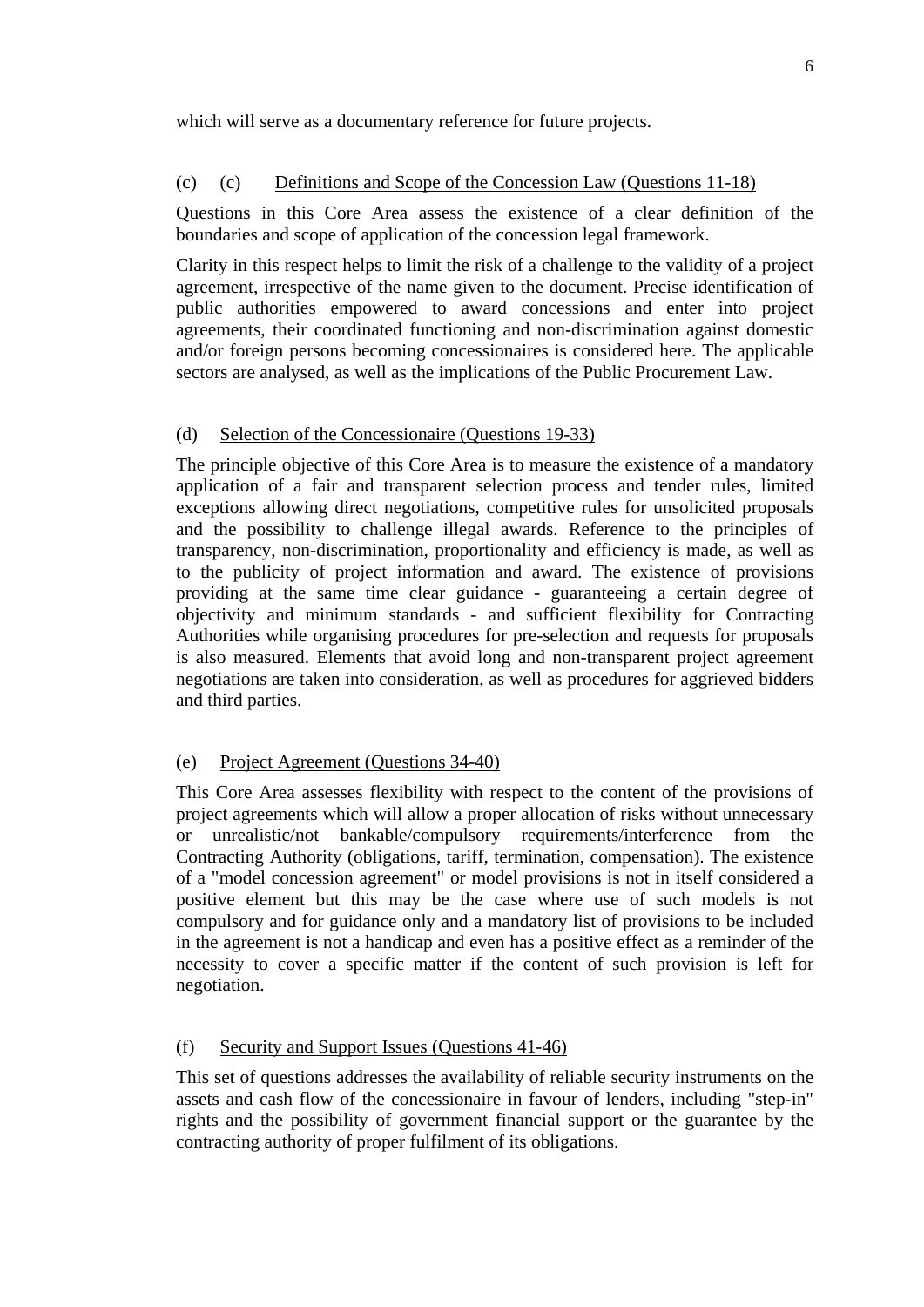which will serve as a documentary reference for future projects.

(c) (c) <u>Definitions and Scope of the Concession Law (Questions 11-18)</u>

Questions in this Core Area assess the existence of a clear definition of the boundaries and scope of application of the concession legal framework.

Clarity in this respect helps to limit the risk of a challenge to the validity of a project agreement, irrespective of the name given to the document. Precise identification of public authorities empowered to award concessions and enter into project agreements, their coordinated functioning and non-discrimination against domestic and/or foreign persons becoming concessionaires is considered here. The applicable sectors are analysed, as well as the implications of the Public Procurement Law.

(d) <u>Selection of the Concessionaire (Questions 19-33)</u>

The principle objective of this Core Area is to measure the existence of a mandatory application of a fair and transparent selection process and tender rules, limited exceptions allowing direct negotiations, competitive rules for unsolicited proposals and the possibility to challenge illegal awards. Reference to the principles of transparency, non-discrimination, proportionality and efficiency is made, as well as to the publicity of project information and award. The existence of provisions providing at the same time clear guidance - guaranteeing a certain degree of objectivity and minimum standards - and sufficient flexibility for Contracting Authorities while organising procedures for pre-selection and requests for proposals is also measured. Elements that avoid long and non-transparent project agreement negotiations are taken into consideration, as well as procedures for aggrieved bidders and third parties.

(e) <u>Project Agreement (Questions 34-40)</u>

This Core Area assesses flexibility with respect to the content of the provisions of project agreements which will allow a proper allocation of risks without unnecessary or unrealistic/not bankable/compulsory requirements/interference from the Contracting Authority (obligations, tariff, termination, compensation). The existence of a "model concession agreement" or model provisions is not in itself considered a positive element but this may be the case where use of such models is not compulsory and for guidance only and a mandatory list of provisions to be included in the agreement is not a handicap and even has a positive effect as a reminder of the necessity to cover a specific matter if the content of such provision is left for negotiation.

(f) <u>Security and Support Issues (Questions 41-46)</u>

This set of questions addresses the availability of reliable security instruments on the assets and cash flow of the concessionaire in favour of lenders, including "step-in" rights and the possibility of government financial support or the guarantee by the contracting authority of proper fulfilment of its obligations.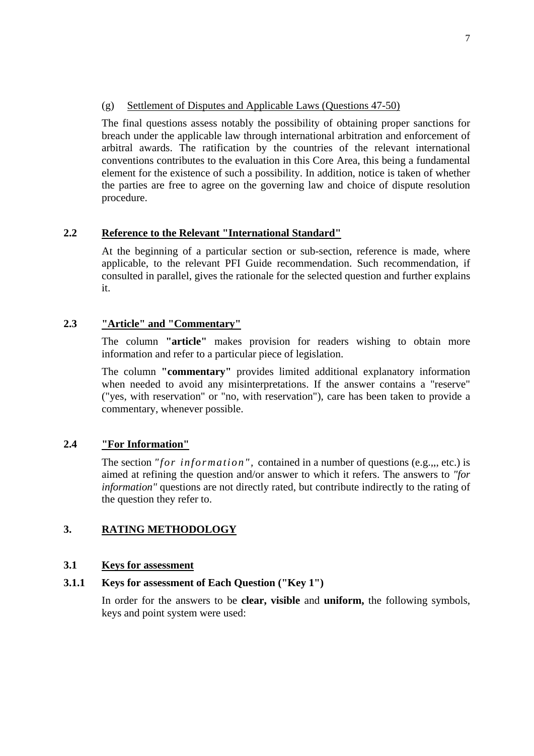(g) Settlement of Disputes and Applicable Laws (Questions 47-50)

The final questions assess notably the possibility of obtaining proper sanctions for breach under the applicable law through international arbitration and enforcement of arbitral awards. The ratification by the countries of the relevant international conventions contributes to the evaluation in this Core Area, this being a fundamental element for the existence of such a possibility. In addition, notice is taken of whether the parties are free to agree on the governing law and choice of dispute resolution procedure.

## 2.2 Reference to the Relevant "International Standard"

At the beginning of a particular section or sub-section, reference is made, where applicable, to the relevant PFI Guide recommendation. Such recommendation, if consulted in parallel, gives the rationale for the selected question and further explains it.

## 2.3 "Article" and "Commentary"

The column **"article"** makes provision for readers wishing to obtain more information and refer to a particular piece of legislation.

The column **"commentary"** provides limited additional explanatory information when needed to avoid any misinterpretations. If the answer contains a "reserve" ("yes, with reservation" or "no, with reservation"), care has been taken to provide a commentary, whenever possible.

## 2.4 "For Information"

The section *"for information"*, contained in a number of questions (e.g.,,, etc.) is aimed at refining the question and/or answer to which it refers. The answers to *"for information"* questions are not directly rated, but contribute indirectly to the rating of the question they refer to.

# 3. RATING METHODOLOGY

## 3.1 Keys for assessment

### 3.1.1 Keys for assessment of Each Question ("Key 1")

In order for the answers to be **clear, visible** and **uniform,** the following symbols, keys and point system were used: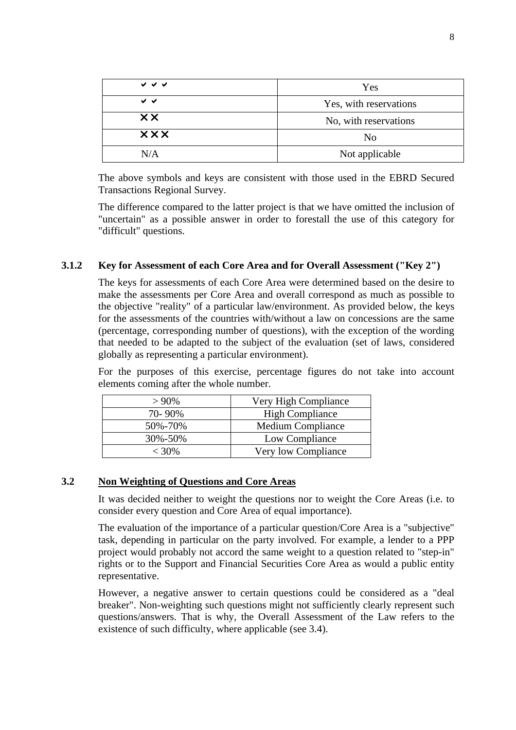| ✔ ✔ ✔ | Yes |
|---|---|
| ✔ ✔ | Yes, with reservations |
| ✕✕ | No, with reservations |
| ✕✕✕ | No |
| N/A | Not applicable |

The above symbols and keys are consistent with those used in the EBRD Secured Transactions Regional Survey.

The difference compared to the latter project is that we have omitted the inclusion of "uncertain" as a possible answer in order to forestall the use of this category for "difficult" questions.

### 3.1.2 Key for Assessment of each Core Area and for Overall Assessment ("Key 2")

The keys for assessments of each Core Area were determined based on the desire to make the assessments per Core Area and overall correspond as much as possible to the objective "reality" of a particular law/environment. As provided below, the keys for the assessments of the countries with/without a law on concessions are the same (percentage, corresponding number of questions), with the exception of the wording that needed to be adapted to the subject of the evaluation (set of laws, considered globally as representing a particular environment).

For the purposes of this exercise, percentage figures do not take into account elements coming after the whole number.

| > 90% | Very High Compliance |
|---|---|
| 70- 90% | High Compliance |
| 50%-70% | Medium Compliance |
| 30%-50% | Low Compliance |
| < 30% | Very low Compliance |

## 3.2 Non Weighting of Questions and Core Areas

It was decided neither to weight the questions nor to weight the Core Areas (i.e. to consider every question and Core Area of equal importance).

The evaluation of the importance of a particular question/Core Area is a "subjective" task, depending in particular on the party involved. For example, a lender to a PPP project would probably not accord the same weight to a question related to "step-in" rights or to the Support and Financial Securities Core Area as would a public entity representative.

However, a negative answer to certain questions could be considered as a "deal breaker". Non-weighting such questions might not sufficiently clearly represent such questions/answers. That is why, the Overall Assessment of the Law refers to the existence of such difficulty, where applicable (see 3.4).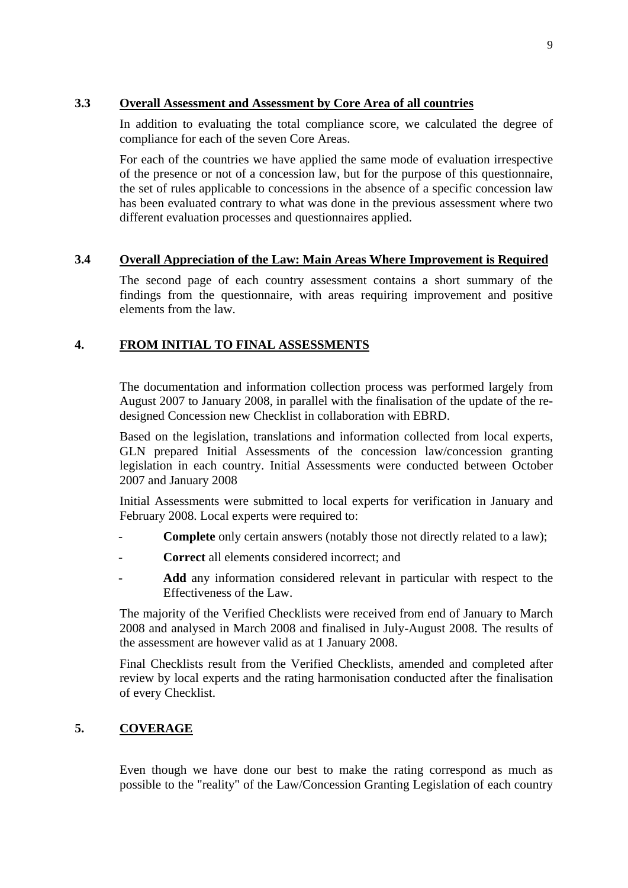### 3.3 Overall Assessment and Assessment by Core Area of all countries

In addition to evaluating the total compliance score, we calculated the degree of compliance for each of the seven Core Areas.

For each of the countries we have applied the same mode of evaluation irrespective of the presence or not of a concession law, but for the purpose of this questionnaire, the set of rules applicable to concessions in the absence of a specific concession law has been evaluated contrary to what was done in the previous assessment where two different evaluation processes and questionnaires applied.

### 3.4 Overall Appreciation of the Law: Main Areas Where Improvement is Required

The second page of each country assessment contains a short summary of the findings from the questionnaire, with areas requiring improvement and positive elements from the law.

## 4. FROM INITIAL TO FINAL ASSESSMENTS

The documentation and information collection process was performed largely from August 2007 to January 2008, in parallel with the finalisation of the update of the re-designed Concession new Checklist in collaboration with EBRD.

Based on the legislation, translations and information collected from local experts, GLN prepared Initial Assessments of the concession law/concession granting legislation in each country. Initial Assessments were conducted between October 2007 and January 2008

Initial Assessments were submitted to local experts for verification in January and February 2008. Local experts were required to:

- **Complete** only certain answers (notably those not directly related to a law);
- **Correct** all elements considered incorrect; and
- **Add** any information considered relevant in particular with respect to the Effectiveness of the Law.

The majority of the Verified Checklists were received from end of January to March 2008 and analysed in March 2008 and finalised in July-August 2008. The results of the assessment are however valid as at 1 January 2008.

Final Checklists result from the Verified Checklists, amended and completed after review by local experts and the rating harmonisation conducted after the finalisation of every Checklist.

## 5. COVERAGE

Even though we have done our best to make the rating correspond as much as possible to the "reality" of the Law/Concession Granting Legislation of each country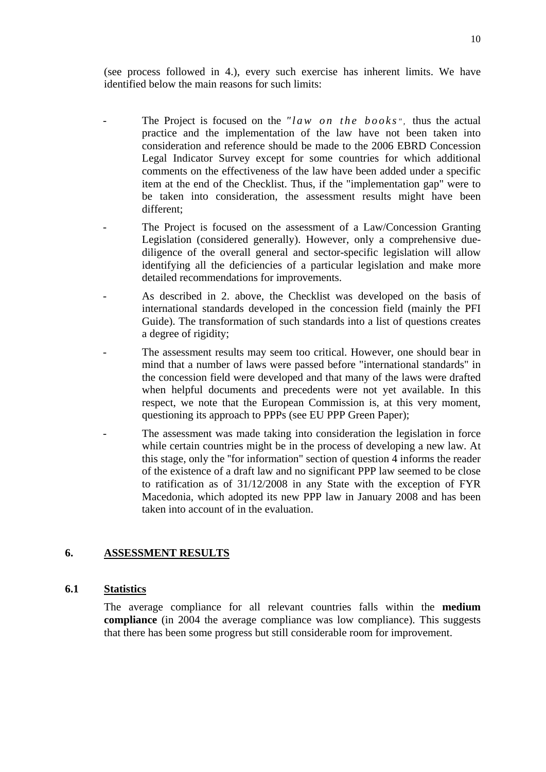(see process followed in 4.), every such exercise has inherent limits. We have identified below the main reasons for such limits:

- The Project is focused on the *"law on the books"*, thus the actual practice and the implementation of the law have not been taken into consideration and reference should be made to the 2006 EBRD Concession Legal Indicator Survey except for some countries for which additional comments on the effectiveness of the law have been added under a specific item at the end of the Checklist. Thus, if the "implementation gap" were to be taken into consideration, the assessment results might have been different;
- The Project is focused on the assessment of a Law/Concession Granting Legislation (considered generally). However, only a comprehensive due-diligence of the overall general and sector-specific legislation will allow identifying all the deficiencies of a particular legislation and make more detailed recommendations for improvements.
- As described in 2. above, the Checklist was developed on the basis of international standards developed in the concession field (mainly the PFI Guide). The transformation of such standards into a list of questions creates a degree of rigidity;
- The assessment results may seem too critical. However, one should bear in mind that a number of laws were passed before "international standards" in the concession field were developed and that many of the laws were drafted when helpful documents and precedents were not yet available. In this respect, we note that the European Commission is, at this very moment, questioning its approach to PPPs (see EU PPP Green Paper);
- The assessment was made taking into consideration the legislation in force while certain countries might be in the process of developing a new law. At this stage, only the "for information" section of question 4 informs the reader of the existence of a draft law and no significant PPP law seemed to be close to ratification as of 31/12/2008 in any State with the exception of FYR Macedonia, which adopted its new PPP law in January 2008 and has been taken into account of in the evaluation.

## 6. ASSESSMENT RESULTS

### 6.1 Statistics

The average compliance for all relevant countries falls within the **medium compliance** (in 2004 the average compliance was low compliance). This suggests that there has been some progress but still considerable room for improvement.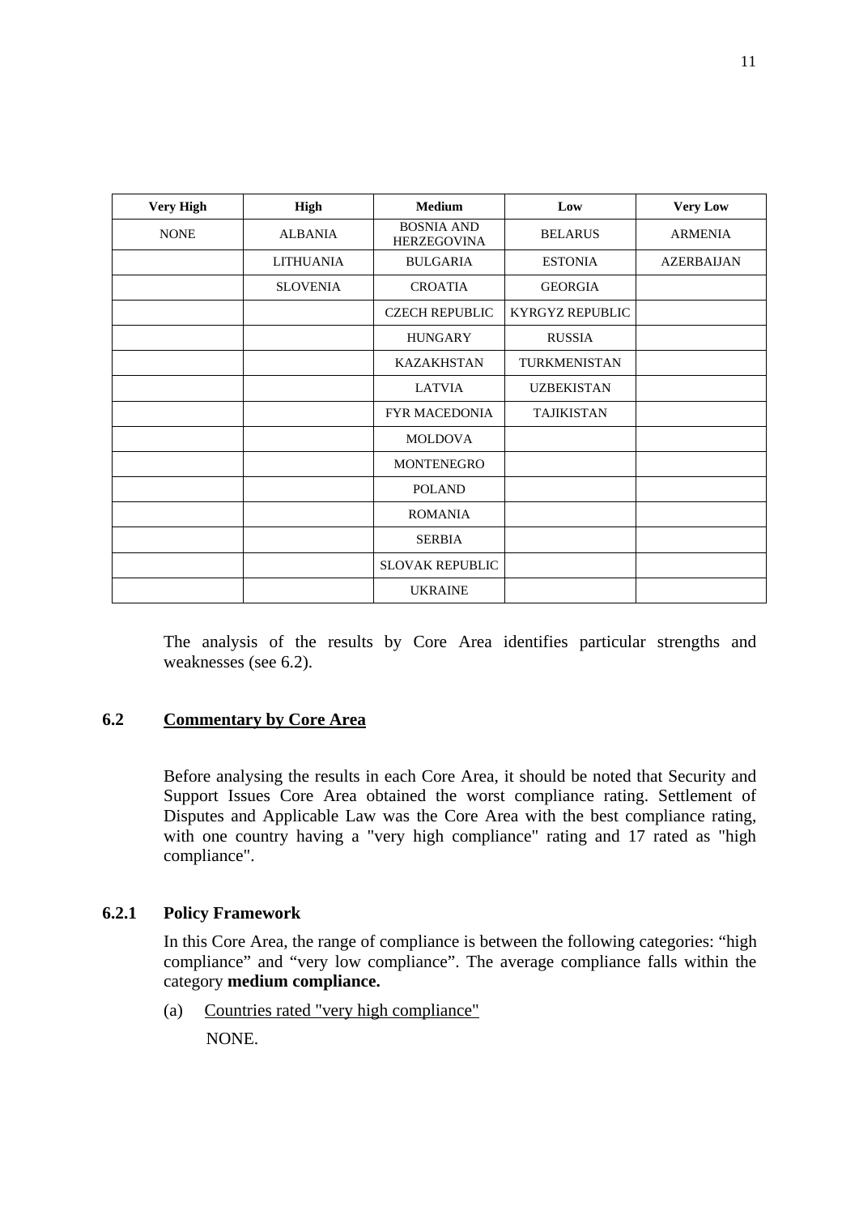| Very High | High | Medium | Low | Very Low |
|---|---|---|---|---|
| NONE | ALBANIA | BOSNIA AND HERZEGOVINA | BELARUS | ARMENIA |
| | LITHUANIA | BULGARIA | ESTONIA | AZERBAIJAN |
| | SLOVENIA | CROATIA | GEORGIA | |
| | | CZECH REPUBLIC | KYRGYZ REPUBLIC | |
| | | HUNGARY | RUSSIA | |
| | | KAZAKHSTAN | TURKMENISTAN | |
| | | LATVIA | UZBEKISTAN | |
| | | FYR MACEDONIA | TAJIKISTAN | |
| | | MOLDOVA | | |
| | | MONTENEGRO | | |
| | | POLAND | | |
| | | ROMANIA | | |
| | | SERBIA | | |
| | | SLOVAK REPUBLIC | | |
| | | UKRAINE | | |

The analysis of the results by Core Area identifies particular strengths and weaknesses (see 6.2).

## 6.2 Commentary by Core Area

Before analysing the results in each Core Area, it should be noted that Security and Support Issues Core Area obtained the worst compliance rating. Settlement of Disputes and Applicable Law was the Core Area with the best compliance rating, with one country having a "very high compliance" rating and 17 rated as "high compliance".

### 6.2.1 Policy Framework

In this Core Area, the range of compliance is between the following categories: "high compliance" and "very low compliance". The average compliance falls within the category **medium compliance.**

(a) Countries rated "very high compliance"

NONE.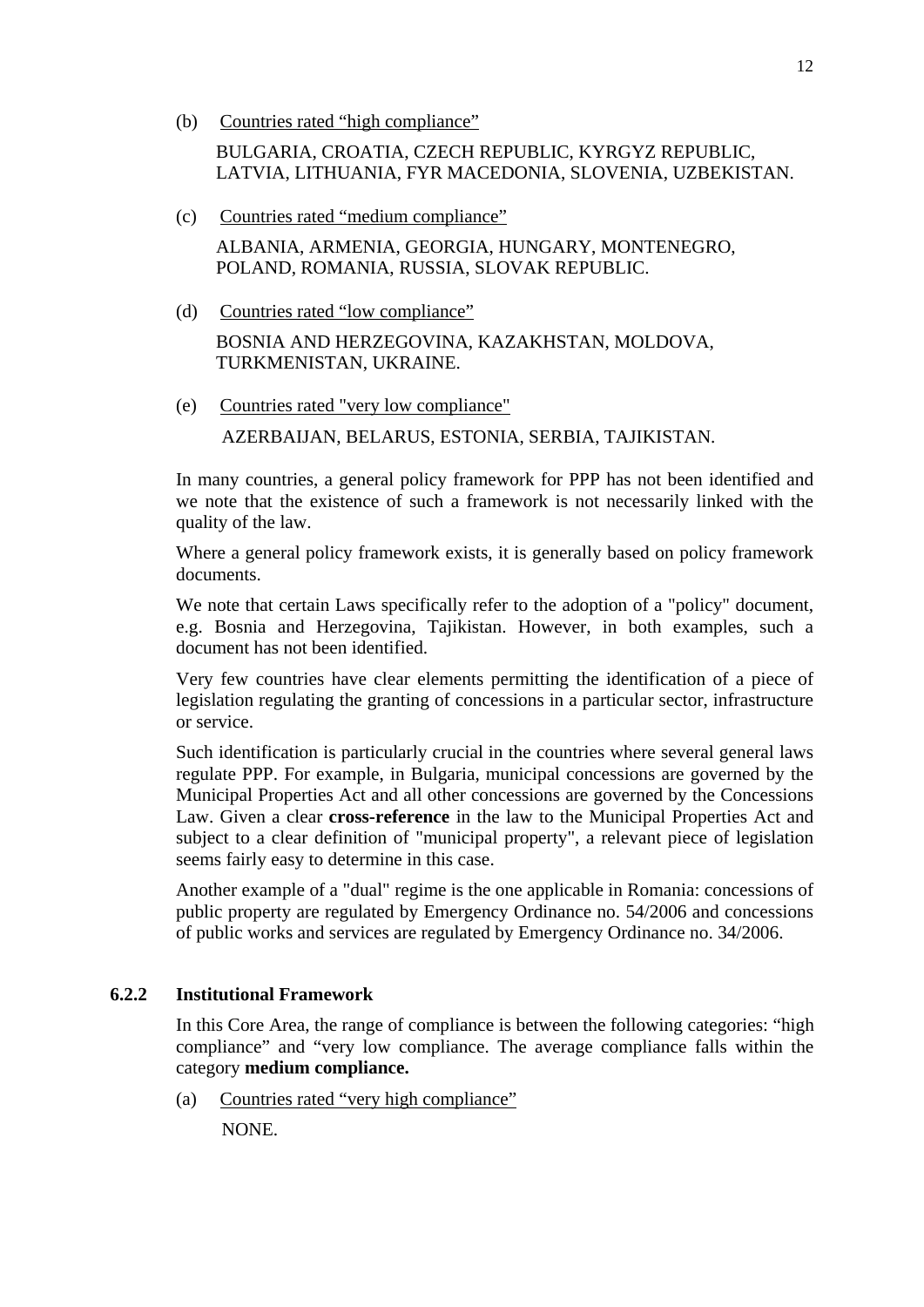(b) Countries rated “high compliance”

BULGARIA, CROATIA, CZECH REPUBLIC, KYRGYZ REPUBLIC, LATVIA, LITHUANIA, FYR MACEDONIA, SLOVENIA, UZBEKISTAN.

(c) Countries rated “medium compliance”

ALBANIA, ARMENIA, GEORGIA, HUNGARY, MONTENEGRO, POLAND, ROMANIA, RUSSIA, SLOVAK REPUBLIC.

(d) Countries rated “low compliance”

BOSNIA AND HERZEGOVINA, KAZAKHSTAN, MOLDOVA, TURKMENISTAN, UKRAINE.

(e) Countries rated "very low compliance"

AZERBAIJAN, BELARUS, ESTONIA, SERBIA, TAJIKISTAN.

In many countries, a general policy framework for PPP has not been identified and we note that the existence of such a framework is not necessarily linked with the quality of the law.

Where a general policy framework exists, it is generally based on policy framework documents.

We note that certain Laws specifically refer to the adoption of a "policy" document, e.g. Bosnia and Herzegovina, Tajikistan. However, in both examples, such a document has not been identified.

Very few countries have clear elements permitting the identification of a piece of legislation regulating the granting of concessions in a particular sector, infrastructure or service.

Such identification is particularly crucial in the countries where several general laws regulate PPP. For example, in Bulgaria, municipal concessions are governed by the Municipal Properties Act and all other concessions are governed by the Concessions Law. Given a clear **cross-reference** in the law to the Municipal Properties Act and subject to a clear definition of "municipal property", a relevant piece of legislation seems fairly easy to determine in this case.

Another example of a "dual" regime is the one applicable in Romania: concessions of public property are regulated by Emergency Ordinance no. 54/2006 and concessions of public works and services are regulated by Emergency Ordinance no. 34/2006.

### 6.2.2 Institutional Framework

In this Core Area, the range of compliance is between the following categories: “high compliance” and “very low compliance. The average compliance falls within the category **medium compliance.**

(a) Countries rated “very high compliance”

NONE.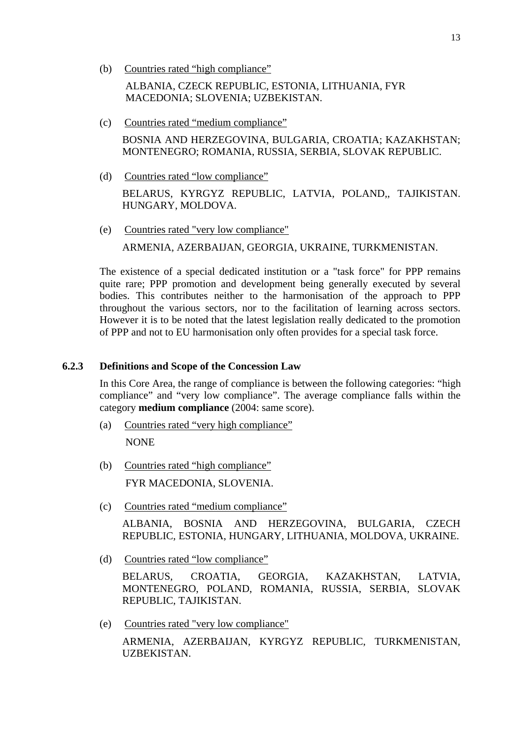(b) Countries rated "high compliance"

ALBANIA, CZECK REPUBLIC, ESTONIA, LITHUANIA, FYR MACEDONIA; SLOVENIA; UZBEKISTAN.

(c) Countries rated "medium compliance"

BOSNIA AND HERZEGOVINA, BULGARIA, CROATIA; KAZAKHSTAN; MONTENEGRO; ROMANIA, RUSSIA, SERBIA, SLOVAK REPUBLIC.

(d) Countries rated "low compliance"

BELARUS, KYRGYZ REPUBLIC, LATVIA, POLAND,, TAJIKISTAN. HUNGARY, MOLDOVA.

(e) Countries rated "very low compliance"

ARMENIA, AZERBAIJAN, GEORGIA, UKRAINE, TURKMENISTAN.

The existence of a special dedicated institution or a "task force" for PPP remains quite rare; PPP promotion and development being generally executed by several bodies. This contributes neither to the harmonisation of the approach to PPP throughout the various sectors, nor to the facilitation of learning across sectors. However it is to be noted that the latest legislation really dedicated to the promotion of PPP and not to EU harmonisation only often provides for a special task force.

### 6.2.3 Definitions and Scope of the Concession Law

In this Core Area, the range of compliance is between the following categories: "high compliance" and "very low compliance". The average compliance falls within the category **medium compliance** (2004: same score).

(a) Countries rated "very high compliance"

NONE

(b) Countries rated "high compliance"

FYR MACEDONIA, SLOVENIA.

(c) Countries rated "medium compliance"

ALBANIA, BOSNIA AND HERZEGOVINA, BULGARIA, CZECH REPUBLIC, ESTONIA, HUNGARY, LITHUANIA, MOLDOVA, UKRAINE.

(d) Countries rated "low compliance"

BELARUS, CROATIA, GEORGIA, KAZAKHSTAN, LATVIA, MONTENEGRO, POLAND, ROMANIA, RUSSIA, SERBIA, SLOVAK REPUBLIC, TAJIKISTAN.

(e) Countries rated "very low compliance"

ARMENIA, AZERBAIJAN, KYRGYZ REPUBLIC, TURKMENISTAN, UZBEKISTAN.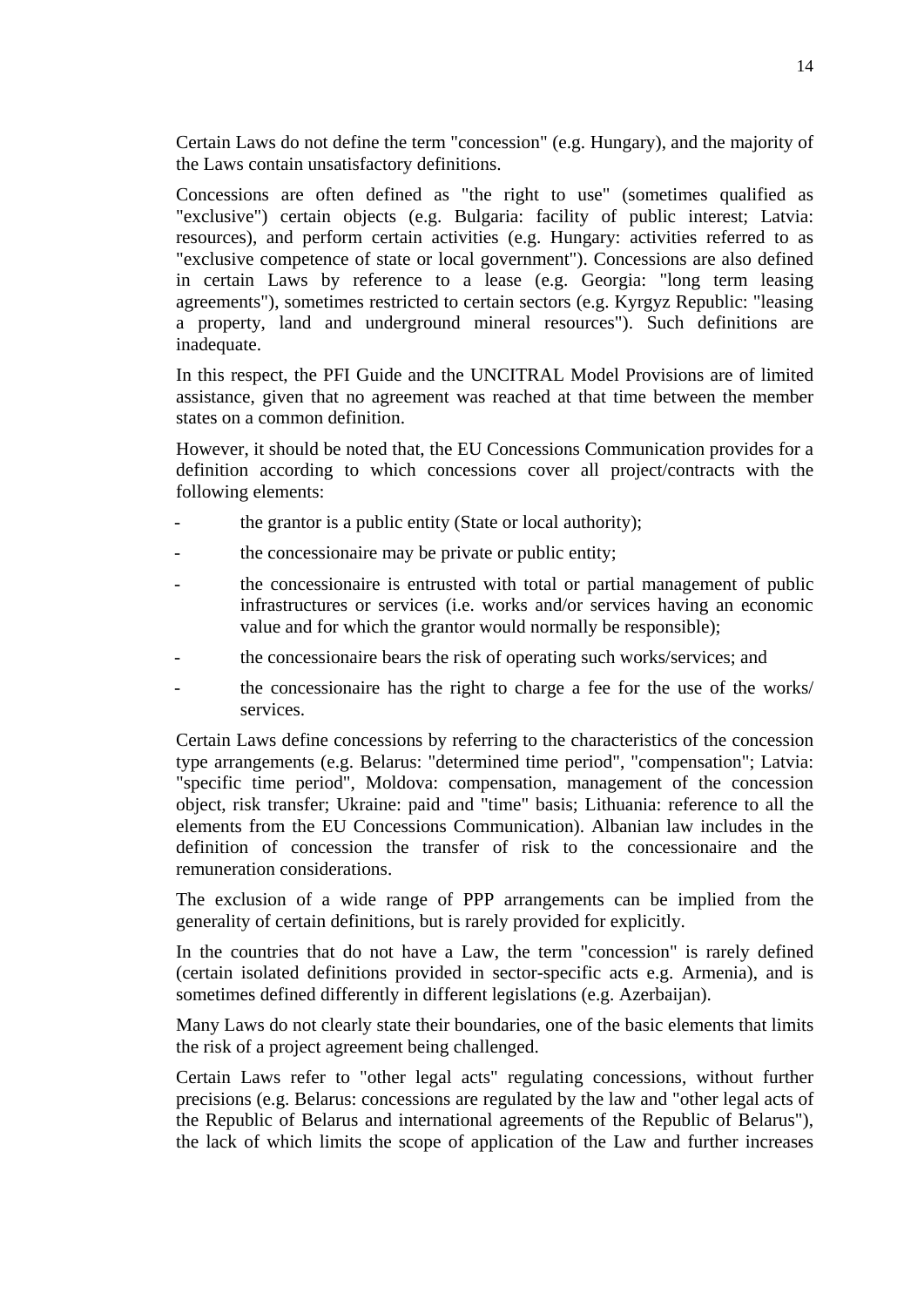Certain Laws do not define the term "concession" (e.g. Hungary), and the majority of the Laws contain unsatisfactory definitions.

Concessions are often defined as "the right to use" (sometimes qualified as "exclusive") certain objects (e.g. Bulgaria: facility of public interest; Latvia: resources), and perform certain activities (e.g. Hungary: activities referred to as "exclusive competence of state or local government"). Concessions are also defined in certain Laws by reference to a lease (e.g. Georgia: "long term leasing agreements"), sometimes restricted to certain sectors (e.g. Kyrgyz Republic: "leasing a property, land and underground mineral resources"). Such definitions are inadequate.

In this respect, the PFI Guide and the UNCITRAL Model Provisions are of limited assistance, given that no agreement was reached at that time between the member states on a common definition.

However, it should be noted that, the EU Concessions Communication provides for a definition according to which concessions cover all project/contracts with the following elements:

- the grantor is a public entity (State or local authority);
- the concessionaire may be private or public entity;
- the concessionaire is entrusted with total or partial management of public infrastructures or services (i.e. works and/or services having an economic value and for which the grantor would normally be responsible);
- the concessionaire bears the risk of operating such works/services; and
- the concessionaire has the right to charge a fee for the use of the works/ services.

Certain Laws define concessions by referring to the characteristics of the concession type arrangements (e.g. Belarus: "determined time period", "compensation"; Latvia: "specific time period", Moldova: compensation, management of the concession object, risk transfer; Ukraine: paid and "time" basis; Lithuania: reference to all the elements from the EU Concessions Communication). Albanian law includes in the definition of concession the transfer of risk to the concessionaire and the remuneration considerations.

The exclusion of a wide range of PPP arrangements can be implied from the generality of certain definitions, but is rarely provided for explicitly.

In the countries that do not have a Law, the term "concession" is rarely defined (certain isolated definitions provided in sector-specific acts e.g. Armenia), and is sometimes defined differently in different legislations (e.g. Azerbaijan).

Many Laws do not clearly state their boundaries, one of the basic elements that limits the risk of a project agreement being challenged.

Certain Laws refer to "other legal acts" regulating concessions, without further precisions (e.g. Belarus: concessions are regulated by the law and "other legal acts of the Republic of Belarus and international agreements of the Republic of Belarus"), the lack of which limits the scope of application of the Law and further increases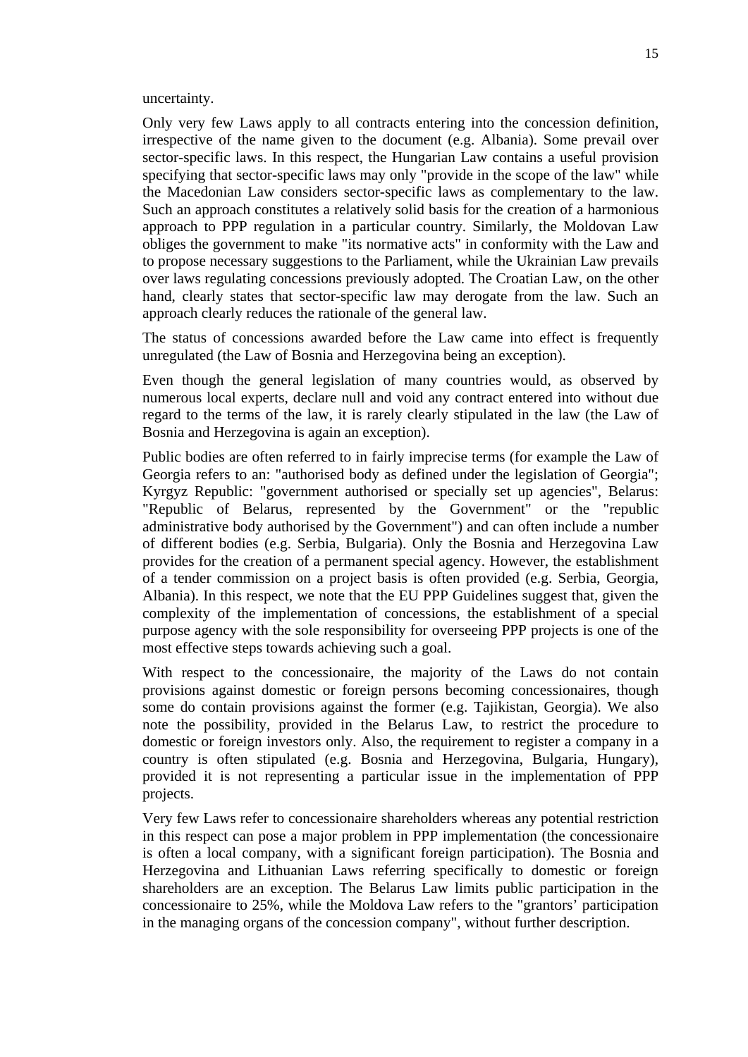uncertainty.

Only very few Laws apply to all contracts entering into the concession definition, irrespective of the name given to the document (e.g. Albania). Some prevail over sector-specific laws. In this respect, the Hungarian Law contains a useful provision specifying that sector-specific laws may only "provide in the scope of the law" while the Macedonian Law considers sector-specific laws as complementary to the law. Such an approach constitutes a relatively solid basis for the creation of a harmonious approach to PPP regulation in a particular country. Similarly, the Moldovan Law obliges the government to make "its normative acts" in conformity with the Law and to propose necessary suggestions to the Parliament, while the Ukrainian Law prevails over laws regulating concessions previously adopted. The Croatian Law, on the other hand, clearly states that sector-specific law may derogate from the law. Such an approach clearly reduces the rationale of the general law.

The status of concessions awarded before the Law came into effect is frequently unregulated (the Law of Bosnia and Herzegovina being an exception).

Even though the general legislation of many countries would, as observed by numerous local experts, declare null and void any contract entered into without due regard to the terms of the law, it is rarely clearly stipulated in the law (the Law of Bosnia and Herzegovina is again an exception).

Public bodies are often referred to in fairly imprecise terms (for example the Law of Georgia refers to an: "authorised body as defined under the legislation of Georgia"; Kyrgyz Republic: "government authorised or specially set up agencies", Belarus: "Republic of Belarus, represented by the Government" or the "republic administrative body authorised by the Government") and can often include a number of different bodies (e.g. Serbia, Bulgaria). Only the Bosnia and Herzegovina Law provides for the creation of a permanent special agency. However, the establishment of a tender commission on a project basis is often provided (e.g. Serbia, Georgia, Albania). In this respect, we note that the EU PPP Guidelines suggest that, given the complexity of the implementation of concessions, the establishment of a special purpose agency with the sole responsibility for overseeing PPP projects is one of the most effective steps towards achieving such a goal.

With respect to the concessionaire, the majority of the Laws do not contain provisions against domestic or foreign persons becoming concessionaires, though some do contain provisions against the former (e.g. Tajikistan, Georgia). We also note the possibility, provided in the Belarus Law, to restrict the procedure to domestic or foreign investors only. Also, the requirement to register a company in a country is often stipulated (e.g. Bosnia and Herzegovina, Bulgaria, Hungary), provided it is not representing a particular issue in the implementation of PPP projects.

Very few Laws refer to concessionaire shareholders whereas any potential restriction in this respect can pose a major problem in PPP implementation (the concessionaire is often a local company, with a significant foreign participation). The Bosnia and Herzegovina and Lithuanian Laws referring specifically to domestic or foreign shareholders are an exception. The Belarus Law limits public participation in the concessionaire to 25%, while the Moldova Law refers to the "grantors' participation in the managing organs of the concession company", without further description.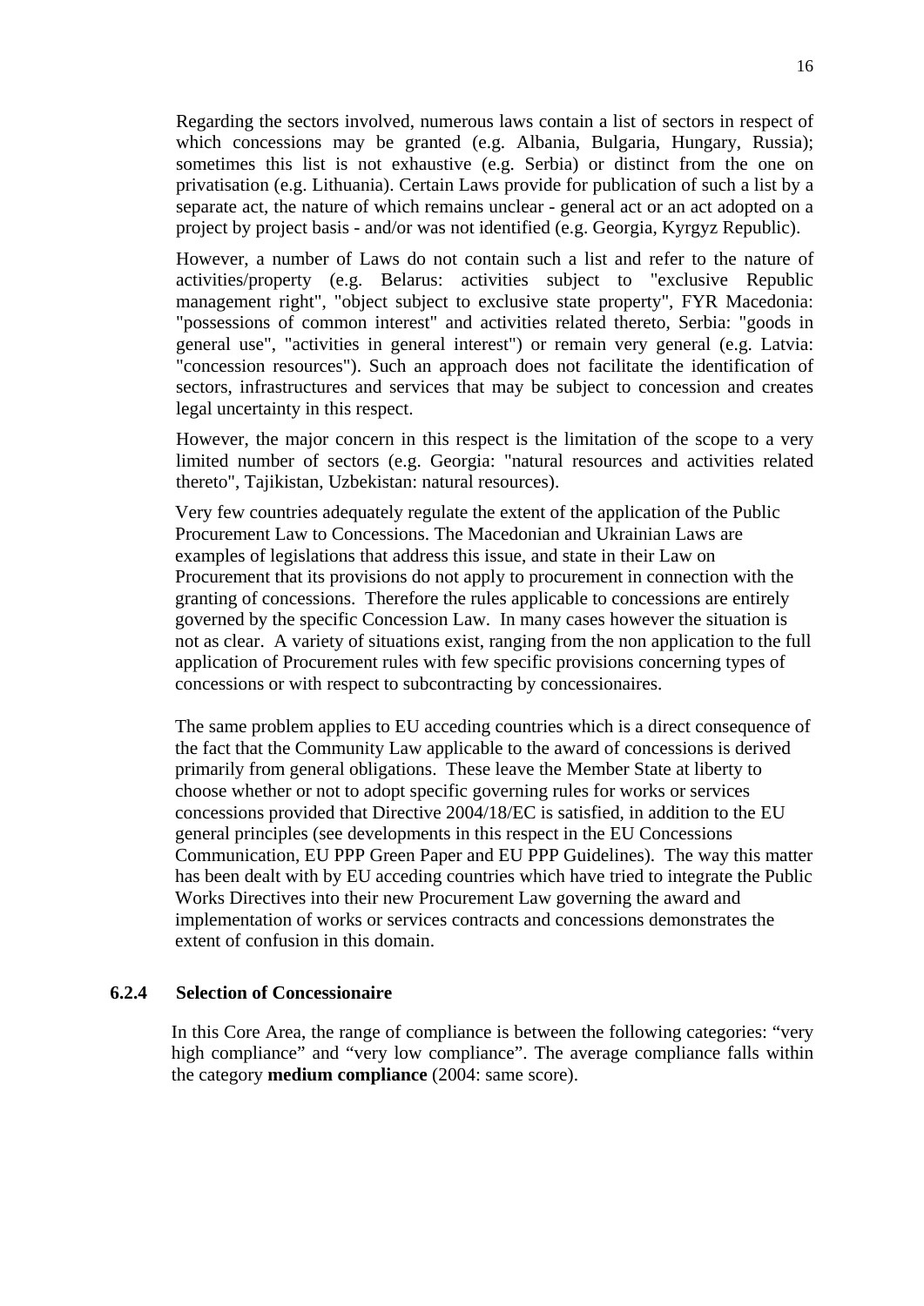Regarding the sectors involved, numerous laws contain a list of sectors in respect of which concessions may be granted (e.g. Albania, Bulgaria, Hungary, Russia); sometimes this list is not exhaustive (e.g. Serbia) or distinct from the one on privatisation (e.g. Lithuania). Certain Laws provide for publication of such a list by a separate act, the nature of which remains unclear - general act or an act adopted on a project by project basis - and/or was not identified (e.g. Georgia, Kyrgyz Republic).

However, a number of Laws do not contain such a list and refer to the nature of activities/property (e.g. Belarus: activities subject to "exclusive Republic management right", "object subject to exclusive state property", FYR Macedonia: "possessions of common interest" and activities related thereto, Serbia: "goods in general use", "activities in general interest") or remain very general (e.g. Latvia: "concession resources"). Such an approach does not facilitate the identification of sectors, infrastructures and services that may be subject to concession and creates legal uncertainty in this respect.

However, the major concern in this respect is the limitation of the scope to a very limited number of sectors (e.g. Georgia: "natural resources and activities related thereto", Tajikistan, Uzbekistan: natural resources).

Very few countries adequately regulate the extent of the application of the Public Procurement Law to Concessions. The Macedonian and Ukrainian Laws are examples of legislations that address this issue, and state in their Law on Procurement that its provisions do not apply to procurement in connection with the granting of concessions. Therefore the rules applicable to concessions are entirely governed by the specific Concession Law. In many cases however the situation is not as clear. A variety of situations exist, ranging from the non application to the full application of Procurement rules with few specific provisions concerning types of concessions or with respect to subcontracting by concessionaires.

The same problem applies to EU acceding countries which is a direct consequence of the fact that the Community Law applicable to the award of concessions is derived primarily from general obligations. These leave the Member State at liberty to choose whether or not to adopt specific governing rules for works or services concessions provided that Directive 2004/18/EC is satisfied, in addition to the EU general principles (see developments in this respect in the EU Concessions Communication, EU PPP Green Paper and EU PPP Guidelines). The way this matter has been dealt with by EU acceding countries which have tried to integrate the Public Works Directives into their new Procurement Law governing the award and implementation of works or services contracts and concessions demonstrates the extent of confusion in this domain.

### 6.2.4 Selection of Concessionaire

In this Core Area, the range of compliance is between the following categories: "very high compliance" and "very low compliance". The average compliance falls within the category **medium compliance** (2004: same score).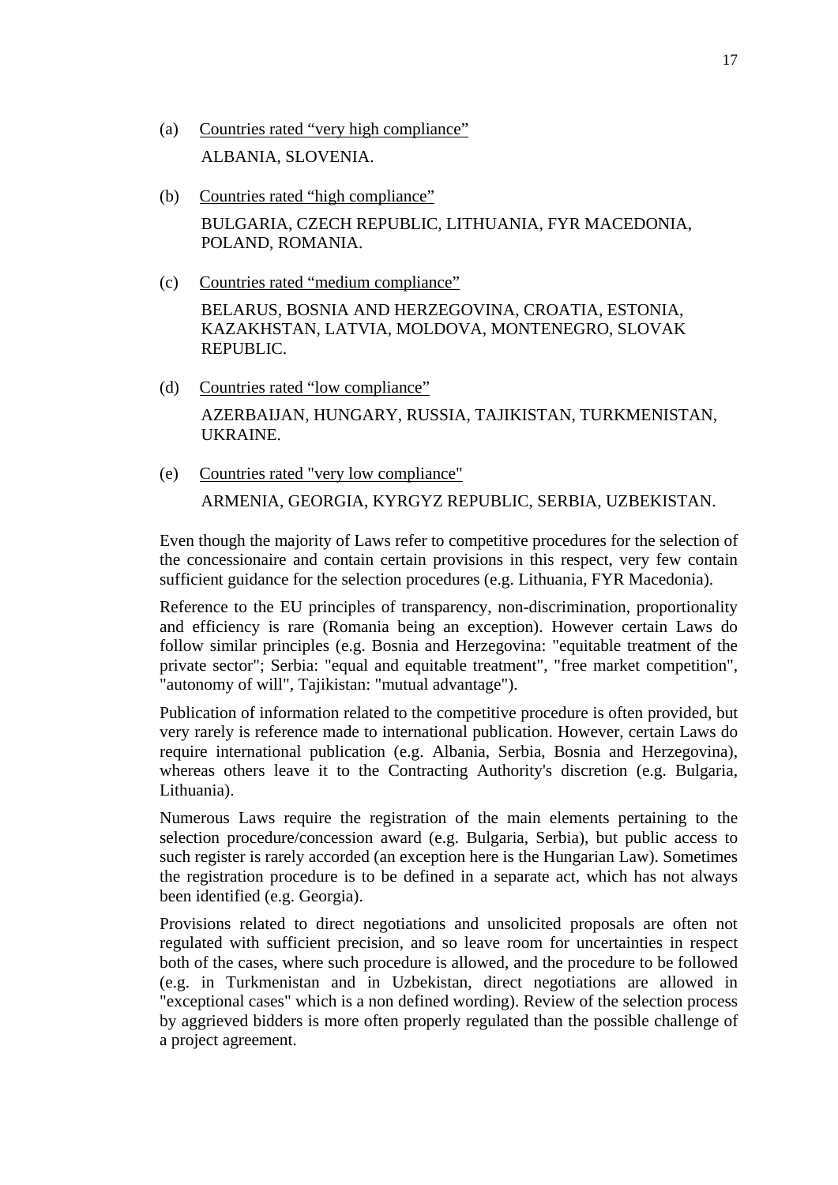(a) <u>Countries rated "very high compliance"</u>

ALBANIA, SLOVENIA.

(b) <u>Countries rated "high compliance"</u>

BULGARIA, CZECH REPUBLIC, LITHUANIA, FYR MACEDONIA, POLAND, ROMANIA.

(c) <u>Countries rated "medium compliance"</u>

BELARUS, BOSNIA AND HERZEGOVINA, CROATIA, ESTONIA, KAZAKHSTAN, LATVIA, MOLDOVA, MONTENEGRO, SLOVAK REPUBLIC.

(d) <u>Countries rated "low compliance"</u>

AZERBAIJAN, HUNGARY, RUSSIA, TAJIKISTAN, TURKMENISTAN, UKRAINE.

(e) <u>Countries rated "very low compliance"</u>

ARMENIA, GEORGIA, KYRGYZ REPUBLIC, SERBIA, UZBEKISTAN.

Even though the majority of Laws refer to competitive procedures for the selection of the concessionaire and contain certain provisions in this respect, very few contain sufficient guidance for the selection procedures (e.g. Lithuania, FYR Macedonia).

Reference to the EU principles of transparency, non-discrimination, proportionality and efficiency is rare (Romania being an exception). However certain Laws do follow similar principles (e.g. Bosnia and Herzegovina: "equitable treatment of the private sector"; Serbia: "equal and equitable treatment", "free market competition", "autonomy of will", Tajikistan: "mutual advantage").

Publication of information related to the competitive procedure is often provided, but very rarely is reference made to international publication. However, certain Laws do require international publication (e.g. Albania, Serbia, Bosnia and Herzegovina), whereas others leave it to the Contracting Authority's discretion (e.g. Bulgaria, Lithuania).

Numerous Laws require the registration of the main elements pertaining to the selection procedure/concession award (e.g. Bulgaria, Serbia), but public access to such register is rarely accorded (an exception here is the Hungarian Law). Sometimes the registration procedure is to be defined in a separate act, which has not always been identified (e.g. Georgia).

Provisions related to direct negotiations and unsolicited proposals are often not regulated with sufficient precision, and so leave room for uncertainties in respect both of the cases, where such procedure is allowed, and the procedure to be followed (e.g. in Turkmenistan and in Uzbekistan, direct negotiations are allowed in "exceptional cases" which is a non defined wording). Review of the selection process by aggrieved bidders is more often properly regulated than the possible challenge of a project agreement.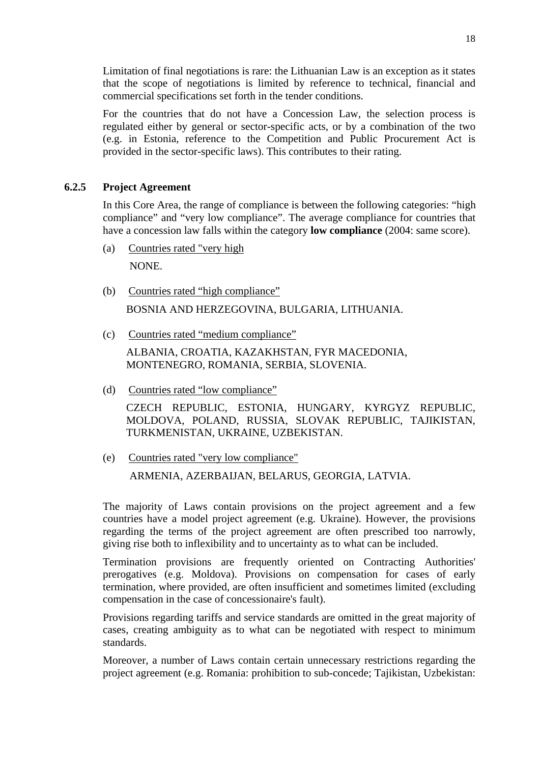Limitation of final negotiations is rare: the Lithuanian Law is an exception as it states that the scope of negotiations is limited by reference to technical, financial and commercial specifications set forth in the tender conditions.

For the countries that do not have a Concession Law, the selection process is regulated either by general or sector-specific acts, or by a combination of the two (e.g. in Estonia, reference to the Competition and Public Procurement Act is provided in the sector-specific laws). This contributes to their rating.

### 6.2.5 Project Agreement

In this Core Area, the range of compliance is between the following categories: "high compliance" and "very low compliance". The average compliance for countries that have a concession law falls within the category **low compliance** (2004: same score).

(a) Countries rated "very high

NONE.

(b) Countries rated "high compliance"

BOSNIA AND HERZEGOVINA, BULGARIA, LITHUANIA.

(c) Countries rated "medium compliance"

ALBANIA, CROATIA, KAZAKHSTAN, FYR MACEDONIA, MONTENEGRO, ROMANIA, SERBIA, SLOVENIA.

(d) Countries rated "low compliance"

CZECH REPUBLIC, ESTONIA, HUNGARY, KYRGYZ REPUBLIC, MOLDOVA, POLAND, RUSSIA, SLOVAK REPUBLIC, TAJIKISTAN, TURKMENISTAN, UKRAINE, UZBEKISTAN.

(e) Countries rated "very low compliance"

ARMENIA, AZERBAIJAN, BELARUS, GEORGIA, LATVIA.

The majority of Laws contain provisions on the project agreement and a few countries have a model project agreement (e.g. Ukraine). However, the provisions regarding the terms of the project agreement are often prescribed too narrowly, giving rise both to inflexibility and to uncertainty as to what can be included.

Termination provisions are frequently oriented on Contracting Authorities' prerogatives (e.g. Moldova). Provisions on compensation for cases of early termination, where provided, are often insufficient and sometimes limited (excluding compensation in the case of concessionaire's fault).

Provisions regarding tariffs and service standards are omitted in the great majority of cases, creating ambiguity as to what can be negotiated with respect to minimum standards.

Moreover, a number of Laws contain certain unnecessary restrictions regarding the project agreement (e.g. Romania: prohibition to sub-concede; Tajikistan, Uzbekistan: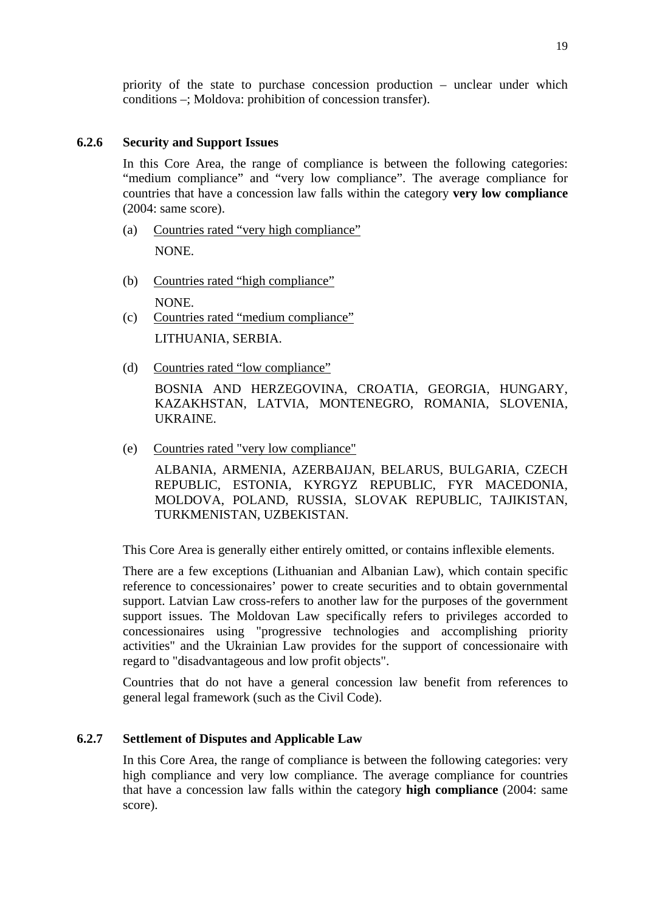priority of the state to purchase concession production – unclear under which conditions –; Moldova: prohibition of concession transfer).

### 6.2.6 Security and Support Issues

In this Core Area, the range of compliance is between the following categories: "medium compliance" and "very low compliance". The average compliance for countries that have a concession law falls within the category **very low compliance** (2004: same score).

(a) Countries rated "very high compliance"

NONE.

(b) Countries rated "high compliance"

NONE.

(c) Countries rated "medium compliance"

LITHUANIA, SERBIA.

(d) Countries rated "low compliance"

BOSNIA AND HERZEGOVINA, CROATIA, GEORGIA, HUNGARY, KAZAKHSTAN, LATVIA, MONTENEGRO, ROMANIA, SLOVENIA, UKRAINE.

(e) Countries rated "very low compliance"

ALBANIA, ARMENIA, AZERBAIJAN, BELARUS, BULGARIA, CZECH REPUBLIC, ESTONIA, KYRGYZ REPUBLIC, FYR MACEDONIA, MOLDOVA, POLAND, RUSSIA, SLOVAK REPUBLIC, TAJIKISTAN, TURKMENISTAN, UZBEKISTAN.

This Core Area is generally either entirely omitted, or contains inflexible elements.

There are a few exceptions (Lithuanian and Albanian Law), which contain specific reference to concessionaires' power to create securities and to obtain governmental support. Latvian Law cross-refers to another law for the purposes of the government support issues. The Moldovan Law specifically refers to privileges accorded to concessionaires using "progressive technologies and accomplishing priority activities" and the Ukrainian Law provides for the support of concessionaire with regard to "disadvantageous and low profit objects".

Countries that do not have a general concession law benefit from references to general legal framework (such as the Civil Code).

### 6.2.7 Settlement of Disputes and Applicable Law

In this Core Area, the range of compliance is between the following categories: very high compliance and very low compliance. The average compliance for countries that have a concession law falls within the category **high compliance** (2004: same score).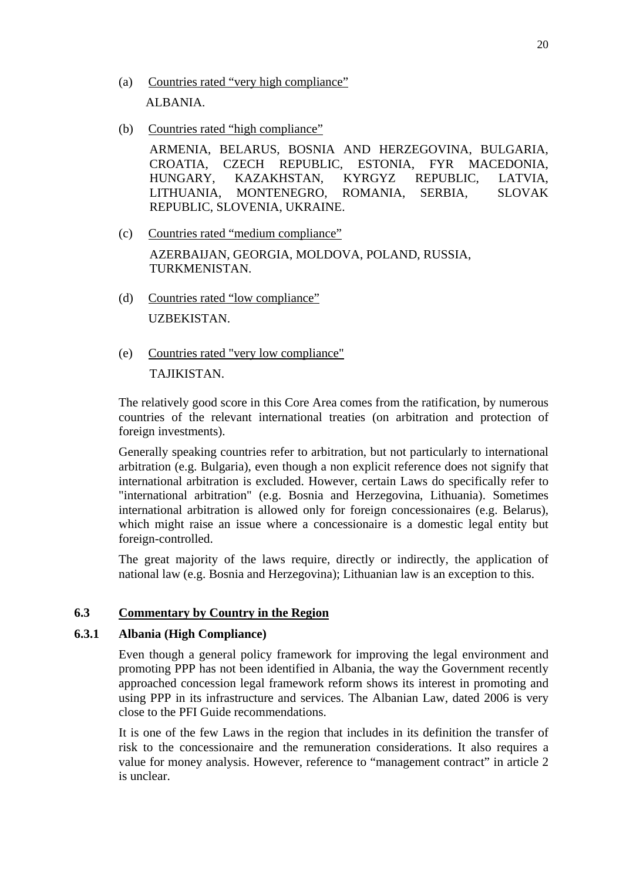(a) Countries rated “very high compliance”

ALBANIA.

(b) Countries rated “high compliance”

ARMENIA, BELARUS, BOSNIA AND HERZEGOVINA, BULGARIA, CROATIA, CZECH REPUBLIC, ESTONIA, FYR MACEDONIA, HUNGARY, KAZAKHSTAN, KYRGYZ REPUBLIC, LATVIA, LITHUANIA, MONTENEGRO, ROMANIA, SERBIA, SLOVAK REPUBLIC, SLOVENIA, UKRAINE.

(c) Countries rated “medium compliance”

AZERBAIJAN, GEORGIA, MOLDOVA, POLAND, RUSSIA, TURKMENISTAN.

(d) Countries rated “low compliance”

UZBEKISTAN.

(e) Countries rated "very low compliance"

TAJIKISTAN.

The relatively good score in this Core Area comes from the ratification, by numerous countries of the relevant international treaties (on arbitration and protection of foreign investments).

Generally speaking countries refer to arbitration, but not particularly to international arbitration (e.g. Bulgaria), even though a non explicit reference does not signify that international arbitration is excluded. However, certain Laws do specifically refer to "international arbitration" (e.g. Bosnia and Herzegovina, Lithuania). Sometimes international arbitration is allowed only for foreign concessionaires (e.g. Belarus), which might raise an issue where a concessionaire is a domestic legal entity but foreign-controlled.

The great majority of the laws require, directly or indirectly, the application of national law (e.g. Bosnia and Herzegovina); Lithuanian law is an exception to this.

## 6.3 Commentary by Country in the Region

### 6.3.1 Albania (High Compliance)

Even though a general policy framework for improving the legal environment and promoting PPP has not been identified in Albania, the way the Government recently approached concession legal framework reform shows its interest in promoting and using PPP in its infrastructure and services. The Albanian Law, dated 2006 is very close to the PFI Guide recommendations.

It is one of the few Laws in the region that includes in its definition the transfer of risk to the concessionaire and the remuneration considerations. It also requires a value for money analysis. However, reference to “management contract” in article 2 is unclear.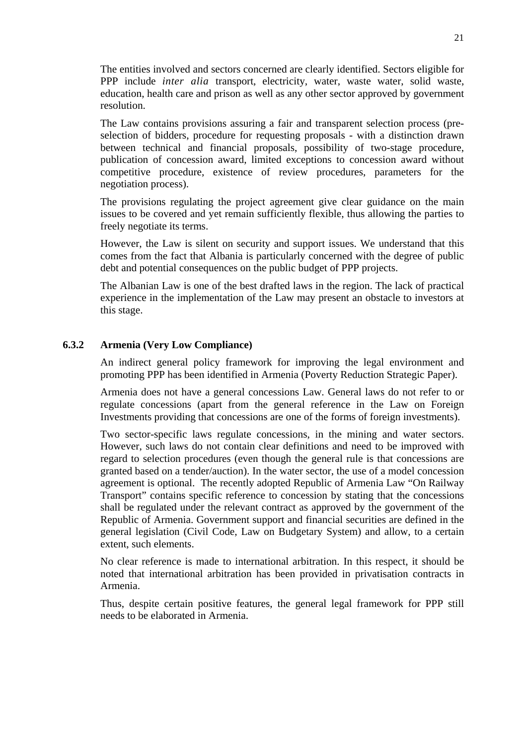The entities involved and sectors concerned are clearly identified. Sectors eligible for PPP include *inter alia* transport, electricity, water, waste water, solid waste, education, health care and prison as well as any other sector approved by government resolution.

The Law contains provisions assuring a fair and transparent selection process (pre-selection of bidders, procedure for requesting proposals - with a distinction drawn between technical and financial proposals, possibility of two-stage procedure, publication of concession award, limited exceptions to concession award without competitive procedure, existence of review procedures, parameters for the negotiation process).

The provisions regulating the project agreement give clear guidance on the main issues to be covered and yet remain sufficiently flexible, thus allowing the parties to freely negotiate its terms.

However, the Law is silent on security and support issues. We understand that this comes from the fact that Albania is particularly concerned with the degree of public debt and potential consequences on the public budget of PPP projects.

The Albanian Law is one of the best drafted laws in the region. The lack of practical experience in the implementation of the Law may present an obstacle to investors at this stage.

### 6.3.2 Armenia (Very Low Compliance)

An indirect general policy framework for improving the legal environment and promoting PPP has been identified in Armenia (Poverty Reduction Strategic Paper).

Armenia does not have a general concessions Law. General laws do not refer to or regulate concessions (apart from the general reference in the Law on Foreign Investments providing that concessions are one of the forms of foreign investments).

Two sector-specific laws regulate concessions, in the mining and water sectors. However, such laws do not contain clear definitions and need to be improved with regard to selection procedures (even though the general rule is that concessions are granted based on a tender/auction). In the water sector, the use of a model concession agreement is optional. The recently adopted Republic of Armenia Law "On Railway Transport" contains specific reference to concession by stating that the concessions shall be regulated under the relevant contract as approved by the government of the Republic of Armenia. Government support and financial securities are defined in the general legislation (Civil Code, Law on Budgetary System) and allow, to a certain extent, such elements.

No clear reference is made to international arbitration. In this respect, it should be noted that international arbitration has been provided in privatisation contracts in Armenia.

Thus, despite certain positive features, the general legal framework for PPP still needs to be elaborated in Armenia.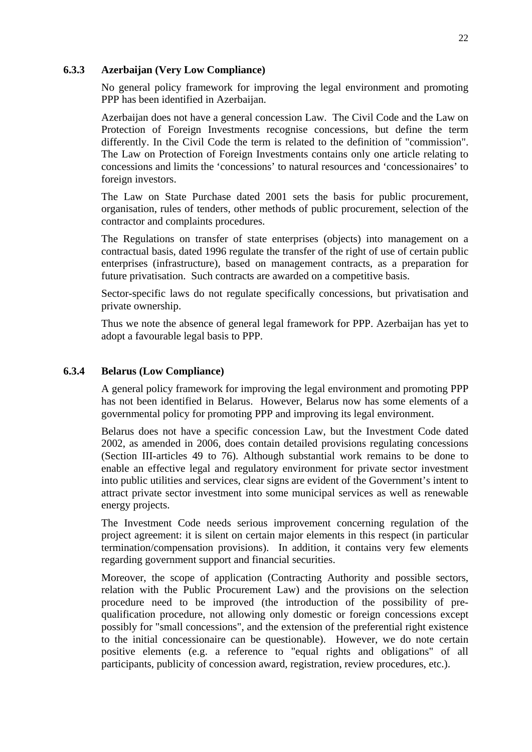### 6.3.3 Azerbaijan (Very Low Compliance)

No general policy framework for improving the legal environment and promoting PPP has been identified in Azerbaijan.

Azerbaijan does not have a general concession Law. The Civil Code and the Law on Protection of Foreign Investments recognise concessions, but define the term differently. In the Civil Code the term is related to the definition of "commission". The Law on Protection of Foreign Investments contains only one article relating to concessions and limits the 'concessions' to natural resources and 'concessionaires' to foreign investors.

The Law on State Purchase dated 2001 sets the basis for public procurement, organisation, rules of tenders, other methods of public procurement, selection of the contractor and complaints procedures.

The Regulations on transfer of state enterprises (objects) into management on a contractual basis, dated 1996 regulate the transfer of the right of use of certain public enterprises (infrastructure), based on management contracts, as a preparation for future privatisation. Such contracts are awarded on a competitive basis.

Sector-specific laws do not regulate specifically concessions, but privatisation and private ownership.

Thus we note the absence of general legal framework for PPP. Azerbaijan has yet to adopt a favourable legal basis to PPP.

### 6.3.4 Belarus (Low Compliance)

A general policy framework for improving the legal environment and promoting PPP has not been identified in Belarus. However, Belarus now has some elements of a governmental policy for promoting PPP and improving its legal environment.

Belarus does not have a specific concession Law, but the Investment Code dated 2002, as amended in 2006, does contain detailed provisions regulating concessions (Section III-articles 49 to 76). Although substantial work remains to be done to enable an effective legal and regulatory environment for private sector investment into public utilities and services, clear signs are evident of the Government's intent to attract private sector investment into some municipal services as well as renewable energy projects.

The Investment Code needs serious improvement concerning regulation of the project agreement: it is silent on certain major elements in this respect (in particular termination/compensation provisions). In addition, it contains very few elements regarding government support and financial securities.

Moreover, the scope of application (Contracting Authority and possible sectors, relation with the Public Procurement Law) and the provisions on the selection procedure need to be improved (the introduction of the possibility of pre-qualification procedure, not allowing only domestic or foreign concessions except possibly for "small concessions", and the extension of the preferential right existence to the initial concessionaire can be questionable). However, we do note certain positive elements (e.g. a reference to "equal rights and obligations" of all participants, publicity of concession award, registration, review procedures, etc.).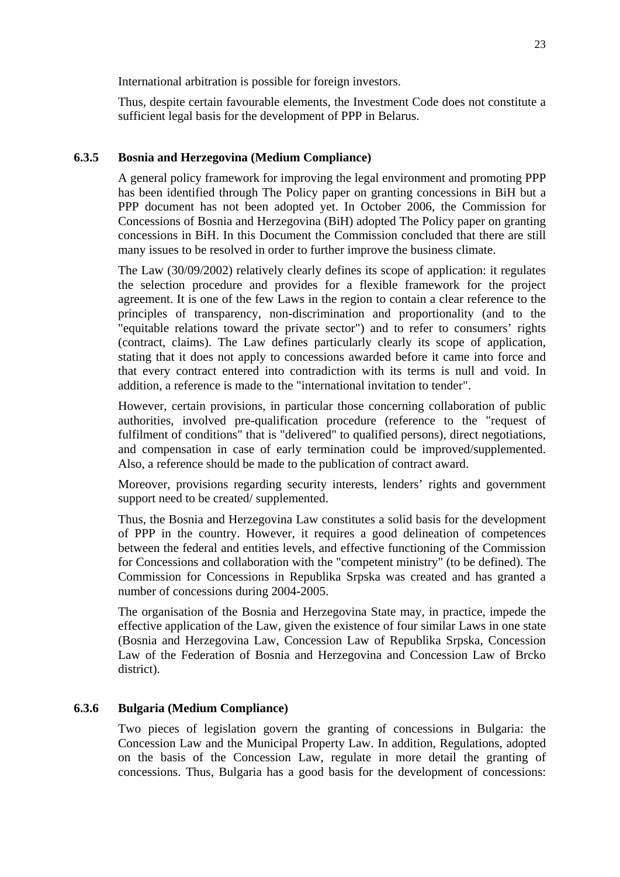International arbitration is possible for foreign investors.

Thus, despite certain favourable elements, the Investment Code does not constitute a sufficient legal basis for the development of PPP in Belarus.

### 6.3.5 Bosnia and Herzegovina (Medium Compliance)

A general policy framework for improving the legal environment and promoting PPP has been identified through The Policy paper on granting concessions in BiH but a PPP document has not been adopted yet. In October 2006, the Commission for Concessions of Bosnia and Herzegovina (BiH) adopted The Policy paper on granting concessions in BiH. In this Document the Commission concluded that there are still many issues to be resolved in order to further improve the business climate.

The Law (30/09/2002) relatively clearly defines its scope of application: it regulates the selection procedure and provides for a flexible framework for the project agreement. It is one of the few Laws in the region to contain a clear reference to the principles of transparency, non-discrimination and proportionality (and to the "equitable relations toward the private sector") and to refer to consumers' rights (contract, claims). The Law defines particularly clearly its scope of application, stating that it does not apply to concessions awarded before it came into force and that every contract entered into contradiction with its terms is null and void. In addition, a reference is made to the "international invitation to tender".

However, certain provisions, in particular those concerning collaboration of public authorities, involved pre-qualification procedure (reference to the "request of fulfilment of conditions" that is "delivered" to qualified persons), direct negotiations, and compensation in case of early termination could be improved/supplemented. Also, a reference should be made to the publication of contract award.

Moreover, provisions regarding security interests, lenders' rights and government support need to be created/ supplemented.

Thus, the Bosnia and Herzegovina Law constitutes a solid basis for the development of PPP in the country. However, it requires a good delineation of competences between the federal and entities levels, and effective functioning of the Commission for Concessions and collaboration with the "competent ministry" (to be defined). The Commission for Concessions in Republika Srpska was created and has granted a number of concessions during 2004-2005.

The organisation of the Bosnia and Herzegovina State may, in practice, impede the effective application of the Law, given the existence of four similar Laws in one state (Bosnia and Herzegovina Law, Concession Law of Republika Srpska, Concession Law of the Federation of Bosnia and Herzegovina and Concession Law of Brcko district).

### 6.3.6 Bulgaria (Medium Compliance)

Two pieces of legislation govern the granting of concessions in Bulgaria: the Concession Law and the Municipal Property Law. In addition, Regulations, adopted on the basis of the Concession Law, regulate in more detail the granting of concessions. Thus, Bulgaria has a good basis for the development of concessions: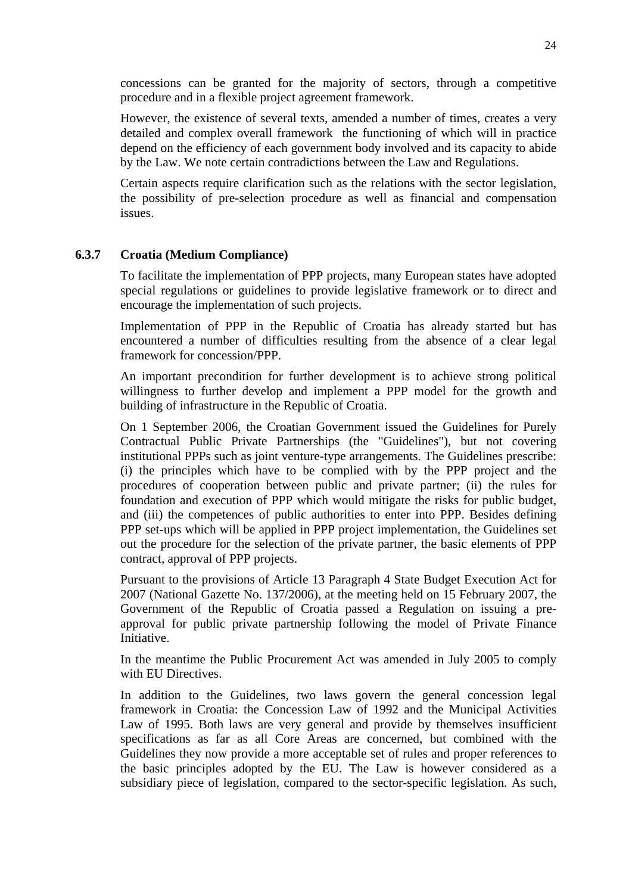concessions can be granted for the majority of sectors, through a competitive procedure and in a flexible project agreement framework.

However, the existence of several texts, amended a number of times, creates a very detailed and complex overall framework the functioning of which will in practice depend on the efficiency of each government body involved and its capacity to abide by the Law. We note certain contradictions between the Law and Regulations.

Certain aspects require clarification such as the relations with the sector legislation, the possibility of pre-selection procedure as well as financial and compensation issues.

### 6.3.7 Croatia (Medium Compliance)

To facilitate the implementation of PPP projects, many European states have adopted special regulations or guidelines to provide legislative framework or to direct and encourage the implementation of such projects.

Implementation of PPP in the Republic of Croatia has already started but has encountered a number of difficulties resulting from the absence of a clear legal framework for concession/PPP.

An important precondition for further development is to achieve strong political willingness to further develop and implement a PPP model for the growth and building of infrastructure in the Republic of Croatia.

On 1 September 2006, the Croatian Government issued the Guidelines for Purely Contractual Public Private Partnerships (the "Guidelines"), but not covering institutional PPPs such as joint venture-type arrangements. The Guidelines prescribe: (i) the principles which have to be complied with by the PPP project and the procedures of cooperation between public and private partner; (ii) the rules for foundation and execution of PPP which would mitigate the risks for public budget, and (iii) the competences of public authorities to enter into PPP. Besides defining PPP set-ups which will be applied in PPP project implementation, the Guidelines set out the procedure for the selection of the private partner, the basic elements of PPP contract, approval of PPP projects.

Pursuant to the provisions of Article 13 Paragraph 4 State Budget Execution Act for 2007 (National Gazette No. 137/2006), at the meeting held on 15 February 2007, the Government of the Republic of Croatia passed a Regulation on issuing a pre-approval for public private partnership following the model of Private Finance Initiative.

In the meantime the Public Procurement Act was amended in July 2005 to comply with EU Directives.

In addition to the Guidelines, two laws govern the general concession legal framework in Croatia: the Concession Law of 1992 and the Municipal Activities Law of 1995. Both laws are very general and provide by themselves insufficient specifications as far as all Core Areas are concerned, but combined with the Guidelines they now provide a more acceptable set of rules and proper references to the basic principles adopted by the EU. The Law is however considered as a subsidiary piece of legislation, compared to the sector-specific legislation. As such,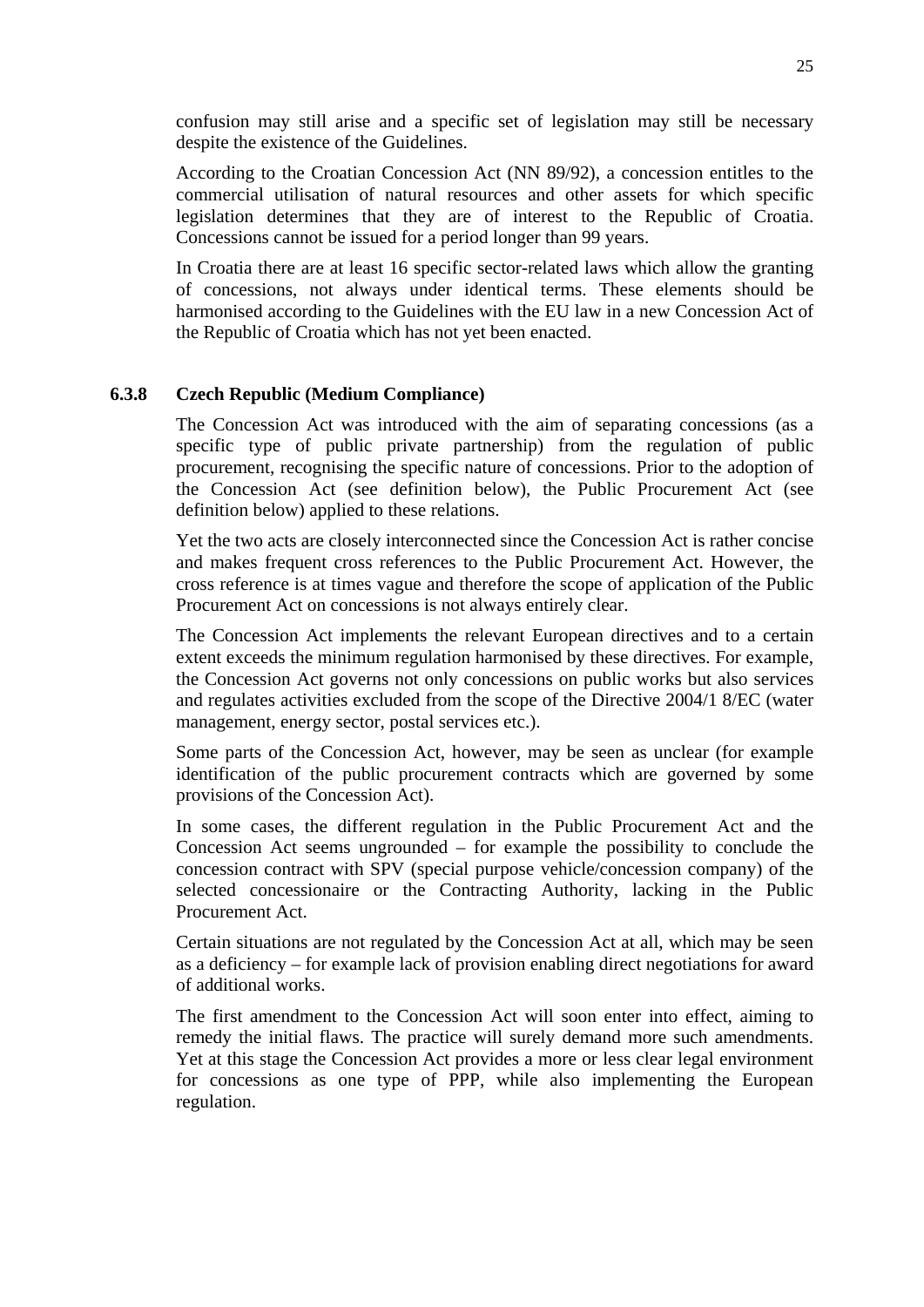confusion may still arise and a specific set of legislation may still be necessary despite the existence of the Guidelines.

According to the Croatian Concession Act (NN 89/92), a concession entitles to the commercial utilisation of natural resources and other assets for which specific legislation determines that they are of interest to the Republic of Croatia. Concessions cannot be issued for a period longer than 99 years.

In Croatia there are at least 16 specific sector-related laws which allow the granting of concessions, not always under identical terms. These elements should be harmonised according to the Guidelines with the EU law in a new Concession Act of the Republic of Croatia which has not yet been enacted.

### 6.3.8 Czech Republic (Medium Compliance)

The Concession Act was introduced with the aim of separating concessions (as a specific type of public private partnership) from the regulation of public procurement, recognising the specific nature of concessions. Prior to the adoption of the Concession Act (see definition below), the Public Procurement Act (see definition below) applied to these relations.

Yet the two acts are closely interconnected since the Concession Act is rather concise and makes frequent cross references to the Public Procurement Act. However, the cross reference is at times vague and therefore the scope of application of the Public Procurement Act on concessions is not always entirely clear.

The Concession Act implements the relevant European directives and to a certain extent exceeds the minimum regulation harmonised by these directives. For example, the Concession Act governs not only concessions on public works but also services and regulates activities excluded from the scope of the Directive 2004/1 8/EC (water management, energy sector, postal services etc.).

Some parts of the Concession Act, however, may be seen as unclear (for example identification of the public procurement contracts which are governed by some provisions of the Concession Act).

In some cases, the different regulation in the Public Procurement Act and the Concession Act seems ungrounded – for example the possibility to conclude the concession contract with SPV (special purpose vehicle/concession company) of the selected concessionaire or the Contracting Authority, lacking in the Public Procurement Act.

Certain situations are not regulated by the Concession Act at all, which may be seen as a deficiency – for example lack of provision enabling direct negotiations for award of additional works.

The first amendment to the Concession Act will soon enter into effect, aiming to remedy the initial flaws. The practice will surely demand more such amendments. Yet at this stage the Concession Act provides a more or less clear legal environment for concessions as one type of PPP, while also implementing the European regulation.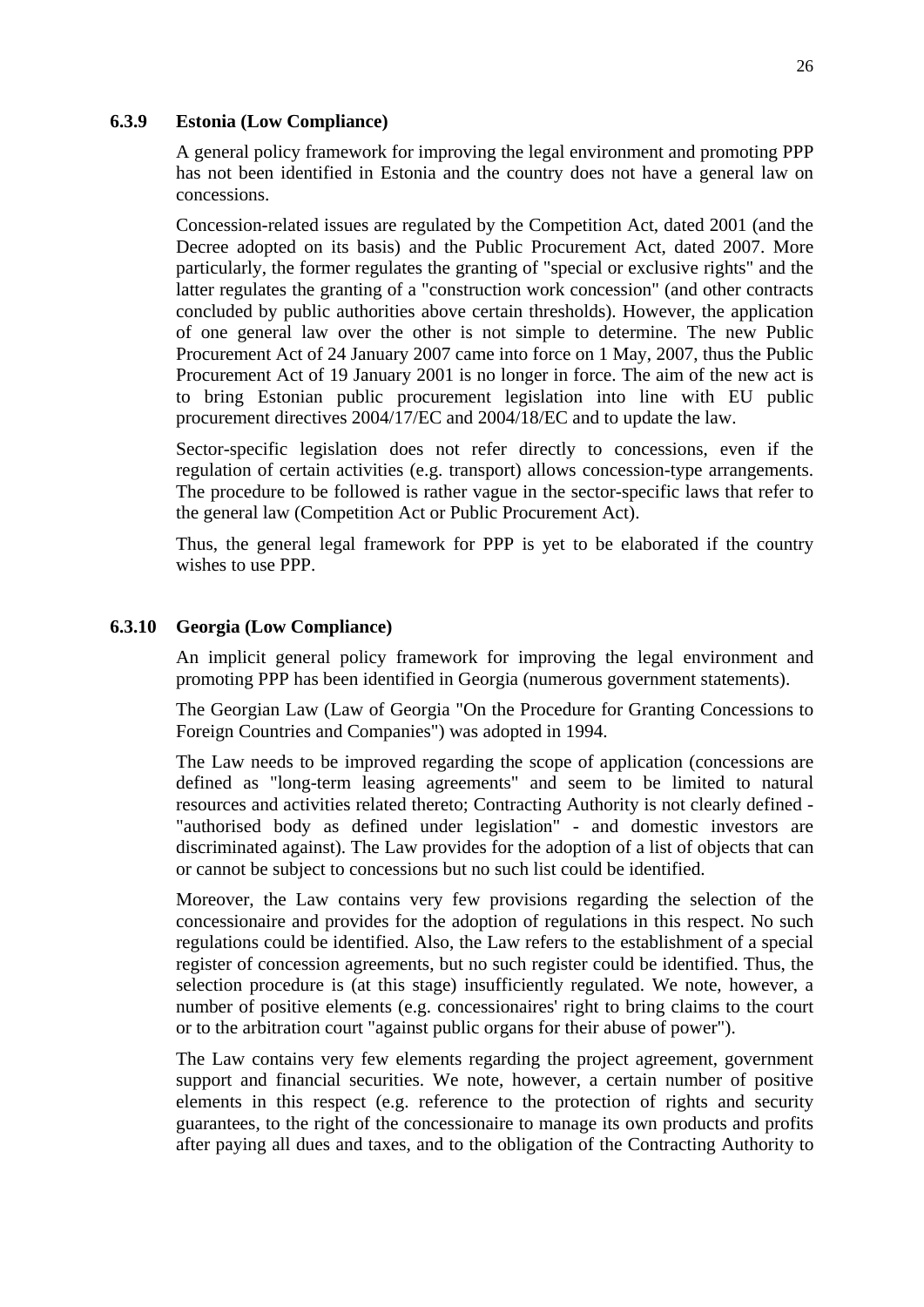### 6.3.9 Estonia (Low Compliance)

A general policy framework for improving the legal environment and promoting PPP has not been identified in Estonia and the country does not have a general law on concessions.

Concession-related issues are regulated by the Competition Act, dated 2001 (and the Decree adopted on its basis) and the Public Procurement Act, dated 2007. More particularly, the former regulates the granting of "special or exclusive rights" and the latter regulates the granting of a "construction work concession" (and other contracts concluded by public authorities above certain thresholds). However, the application of one general law over the other is not simple to determine. The new Public Procurement Act of 24 January 2007 came into force on 1 May, 2007, thus the Public Procurement Act of 19 January 2001 is no longer in force. The aim of the new act is to bring Estonian public procurement legislation into line with EU public procurement directives 2004/17/EC and 2004/18/EC and to update the law.

Sector-specific legislation does not refer directly to concessions, even if the regulation of certain activities (e.g. transport) allows concession-type arrangements. The procedure to be followed is rather vague in the sector-specific laws that refer to the general law (Competition Act or Public Procurement Act).

Thus, the general legal framework for PPP is yet to be elaborated if the country wishes to use PPP.

### 6.3.10 Georgia (Low Compliance)

An implicit general policy framework for improving the legal environment and promoting PPP has been identified in Georgia (numerous government statements).

The Georgian Law (Law of Georgia "On the Procedure for Granting Concessions to Foreign Countries and Companies") was adopted in 1994.

The Law needs to be improved regarding the scope of application (concessions are defined as "long-term leasing agreements" and seem to be limited to natural resources and activities related thereto; Contracting Authority is not clearly defined - "authorised body as defined under legislation" - and domestic investors are discriminated against). The Law provides for the adoption of a list of objects that can or cannot be subject to concessions but no such list could be identified.

Moreover, the Law contains very few provisions regarding the selection of the concessionaire and provides for the adoption of regulations in this respect. No such regulations could be identified. Also, the Law refers to the establishment of a special register of concession agreements, but no such register could be identified. Thus, the selection procedure is (at this stage) insufficiently regulated. We note, however, a number of positive elements (e.g. concessionaires' right to bring claims to the court or to the arbitration court "against public organs for their abuse of power").

The Law contains very few elements regarding the project agreement, government support and financial securities. We note, however, a certain number of positive elements in this respect (e.g. reference to the protection of rights and security guarantees, to the right of the concessionaire to manage its own products and profits after paying all dues and taxes, and to the obligation of the Contracting Authority to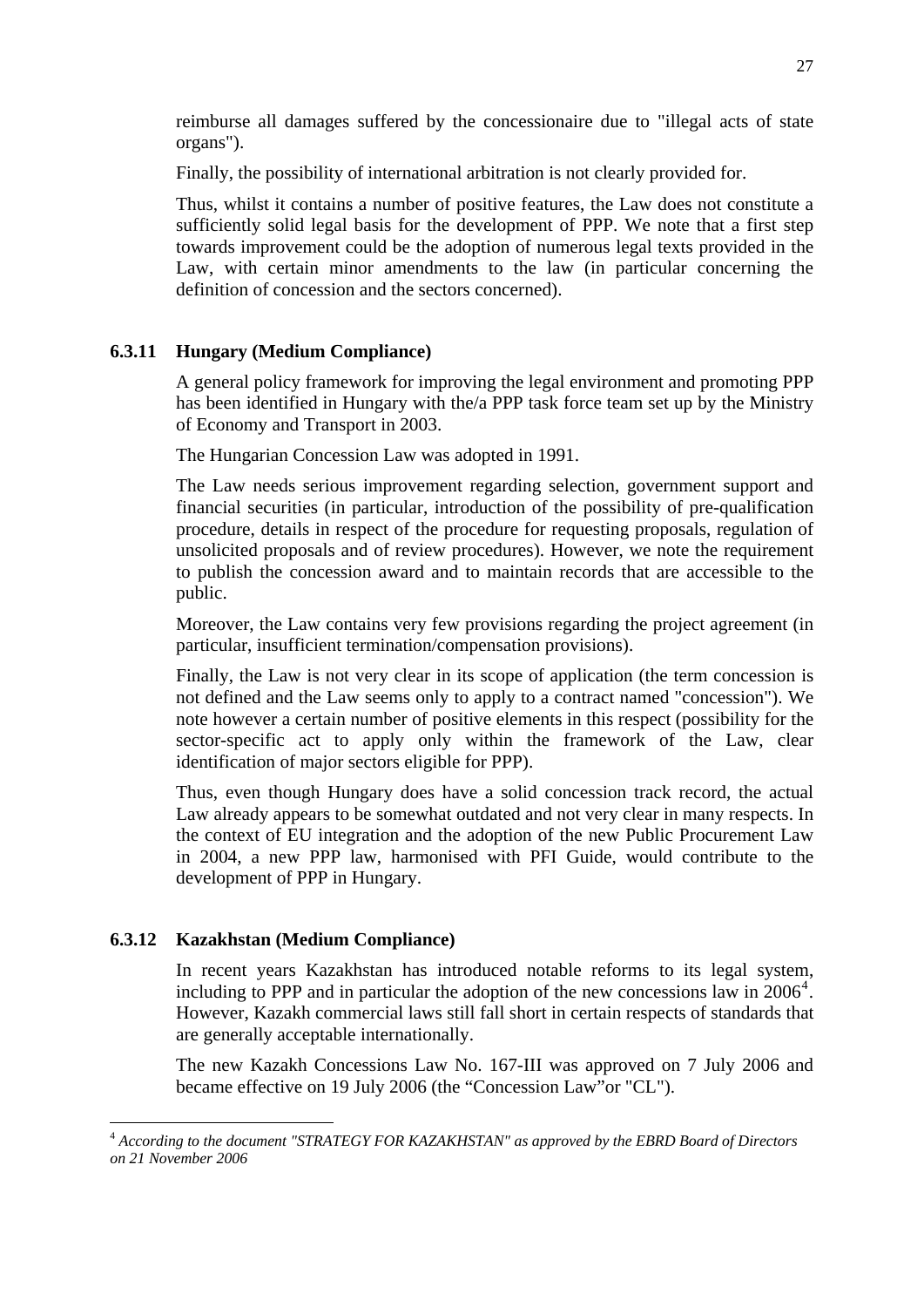reimburse all damages suffered by the concessionaire due to "illegal acts of state organs").

Finally, the possibility of international arbitration is not clearly provided for.

Thus, whilst it contains a number of positive features, the Law does not constitute a sufficiently solid legal basis for the development of PPP. We note that a first step towards improvement could be the adoption of numerous legal texts provided in the Law, with certain minor amendments to the law (in particular concerning the definition of concession and the sectors concerned).

### 6.3.11 Hungary (Medium Compliance)

A general policy framework for improving the legal environment and promoting PPP has been identified in Hungary with the/a PPP task force team set up by the Ministry of Economy and Transport in 2003.

The Hungarian Concession Law was adopted in 1991.

The Law needs serious improvement regarding selection, government support and financial securities (in particular, introduction of the possibility of pre-qualification procedure, details in respect of the procedure for requesting proposals, regulation of unsolicited proposals and of review procedures). However, we note the requirement to publish the concession award and to maintain records that are accessible to the public.

Moreover, the Law contains very few provisions regarding the project agreement (in particular, insufficient termination/compensation provisions).

Finally, the Law is not very clear in its scope of application (the term concession is not defined and the Law seems only to apply to a contract named "concession"). We note however a certain number of positive elements in this respect (possibility for the sector-specific act to apply only within the framework of the Law, clear identification of major sectors eligible for PPP).

Thus, even though Hungary does have a solid concession track record, the actual Law already appears to be somewhat outdated and not very clear in many respects. In the context of EU integration and the adoption of the new Public Procurement Law in 2004, a new PPP law, harmonised with PFI Guide, would contribute to the development of PPP in Hungary.

### 6.3.12 Kazakhstan (Medium Compliance)

In recent years Kazakhstan has introduced notable reforms to its legal system, including to PPP and in particular the adoption of the new concessions law in 2006[4]. However, Kazakh commercial laws still fall short in certain respects of standards that are generally acceptable internationally.

The new Kazakh Concessions Law No. 167-III was approved on 7 July 2006 and became effective on 19 July 2006 (the "Concession Law"or "CL").

---

[4] *According to the document "STRATEGY FOR KAZAKHSTAN" as approved by the EBRD Board of Directors on 21 November 2006*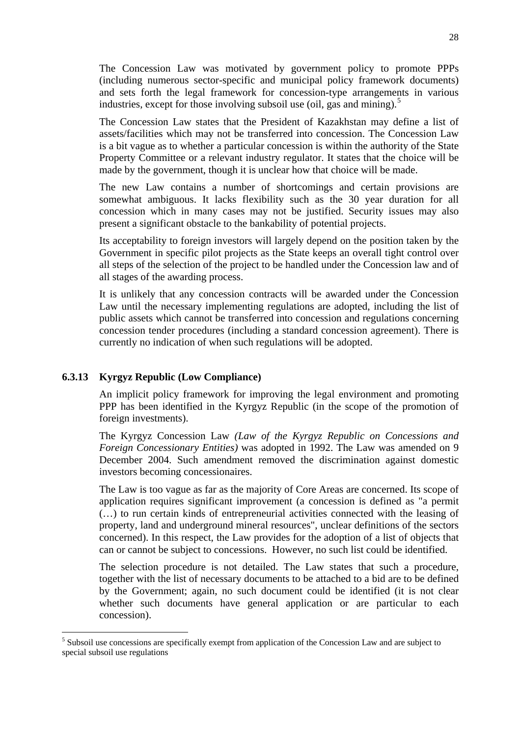The Concession Law was motivated by government policy to promote PPPs (including numerous sector-specific and municipal policy framework documents) and sets forth the legal framework for concession-type arrangements in various industries, except for those involving subsoil use (oil, gas and mining).[5]

The Concession Law states that the President of Kazakhstan may define a list of assets/facilities which may not be transferred into concession. The Concession Law is a bit vague as to whether a particular concession is within the authority of the State Property Committee or a relevant industry regulator. It states that the choice will be made by the government, though it is unclear how that choice will be made.

The new Law contains a number of shortcomings and certain provisions are somewhat ambiguous. It lacks flexibility such as the 30 year duration for all concession which in many cases may not be justified. Security issues may also present a significant obstacle to the bankability of potential projects.

Its acceptability to foreign investors will largely depend on the position taken by the Government in specific pilot projects as the State keeps an overall tight control over all steps of the selection of the project to be handled under the Concession law and of all stages of the awarding process.

It is unlikely that any concession contracts will be awarded under the Concession Law until the necessary implementing regulations are adopted, including the list of public assets which cannot be transferred into concession and regulations concerning concession tender procedures (including a standard concession agreement). There is currently no indication of when such regulations will be adopted.

### 6.3.13 Kyrgyz Republic (Low Compliance)

An implicit policy framework for improving the legal environment and promoting PPP has been identified in the Kyrgyz Republic (in the scope of the promotion of foreign investments).

The Kyrgyz Concession Law *(Law of the Kyrgyz Republic on Concessions and Foreign Concessionary Entities)* was adopted in 1992. The Law was amended on 9 December 2004. Such amendment removed the discrimination against domestic investors becoming concessionaires.

The Law is too vague as far as the majority of Core Areas are concerned. Its scope of application requires significant improvement (a concession is defined as "a permit (…) to run certain kinds of entrepreneurial activities connected with the leasing of property, land and underground mineral resources", unclear definitions of the sectors concerned). In this respect, the Law provides for the adoption of a list of objects that can or cannot be subject to concessions. However, no such list could be identified.

The selection procedure is not detailed. The Law states that such a procedure, together with the list of necessary documents to be attached to a bid are to be defined by the Government; again, no such document could be identified (it is not clear whether such documents have general application or are particular to each concession).

---

[5] Subsoil use concessions are specifically exempt from application of the Concession Law and are subject to special subsoil use regulations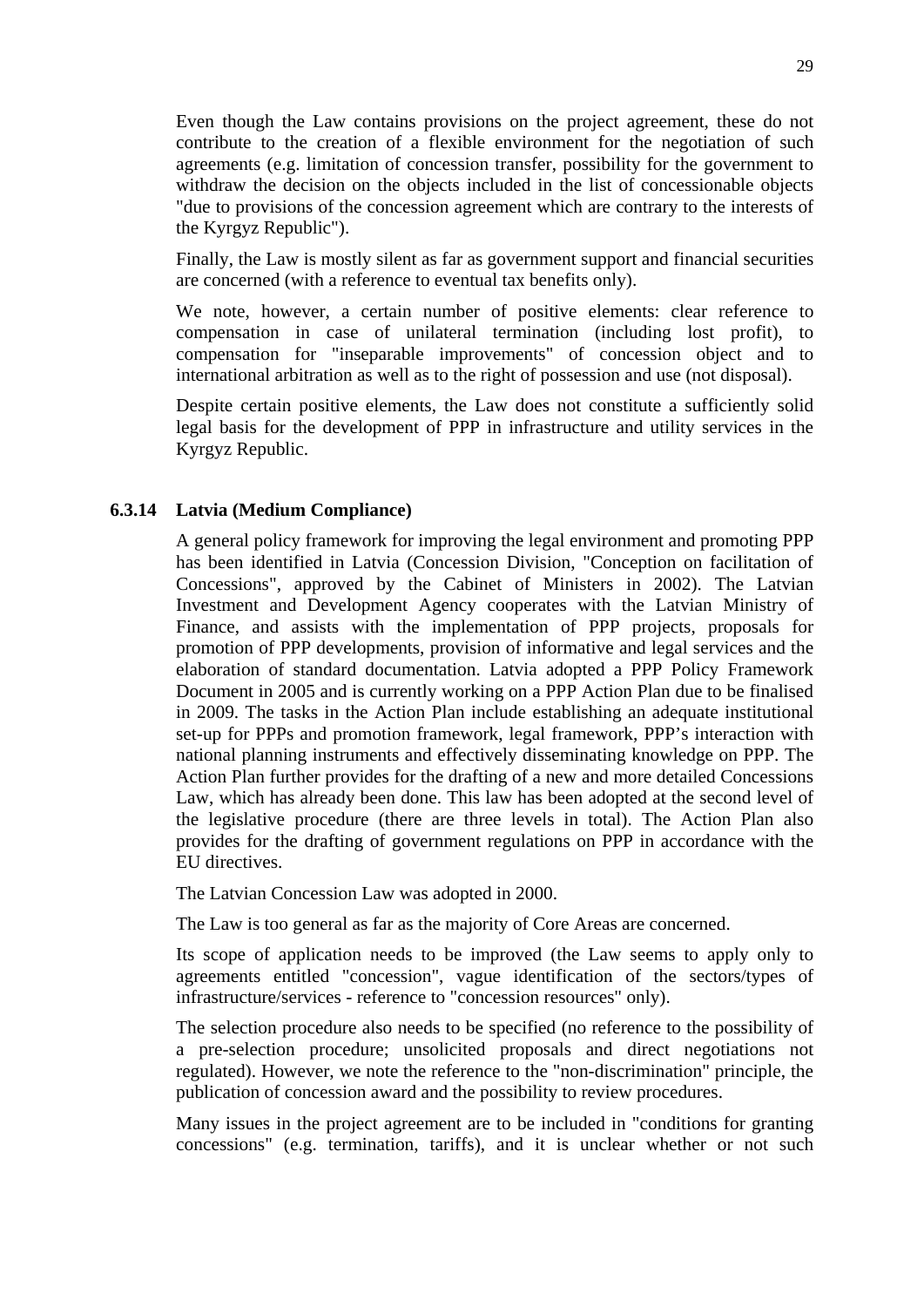Even though the Law contains provisions on the project agreement, these do not contribute to the creation of a flexible environment for the negotiation of such agreements (e.g. limitation of concession transfer, possibility for the government to withdraw the decision on the objects included in the list of concessionable objects "due to provisions of the concession agreement which are contrary to the interests of the Kyrgyz Republic").

Finally, the Law is mostly silent as far as government support and financial securities are concerned (with a reference to eventual tax benefits only).

We note, however, a certain number of positive elements: clear reference to compensation in case of unilateral termination (including lost profit), to compensation for "inseparable improvements" of concession object and to international arbitration as well as to the right of possession and use (not disposal).

Despite certain positive elements, the Law does not constitute a sufficiently solid legal basis for the development of PPP in infrastructure and utility services in the Kyrgyz Republic.

### 6.3.14 Latvia (Medium Compliance)

A general policy framework for improving the legal environment and promoting PPP has been identified in Latvia (Concession Division, "Conception on facilitation of Concessions", approved by the Cabinet of Ministers in 2002). The Latvian Investment and Development Agency cooperates with the Latvian Ministry of Finance, and assists with the implementation of PPP projects, proposals for promotion of PPP developments, provision of informative and legal services and the elaboration of standard documentation. Latvia adopted a PPP Policy Framework Document in 2005 and is currently working on a PPP Action Plan due to be finalised in 2009. The tasks in the Action Plan include establishing an adequate institutional set-up for PPPs and promotion framework, legal framework, PPP's interaction with national planning instruments and effectively disseminating knowledge on PPP. The Action Plan further provides for the drafting of a new and more detailed Concessions Law, which has already been done. This law has been adopted at the second level of the legislative procedure (there are three levels in total). The Action Plan also provides for the drafting of government regulations on PPP in accordance with the EU directives.

The Latvian Concession Law was adopted in 2000.

The Law is too general as far as the majority of Core Areas are concerned.

Its scope of application needs to be improved (the Law seems to apply only to agreements entitled "concession", vague identification of the sectors/types of infrastructure/services - reference to "concession resources" only).

The selection procedure also needs to be specified (no reference to the possibility of a pre-selection procedure; unsolicited proposals and direct negotiations not regulated). However, we note the reference to the "non-discrimination" principle, the publication of concession award and the possibility to review procedures.

Many issues in the project agreement are to be included in "conditions for granting concessions" (e.g. termination, tariffs), and it is unclear whether or not such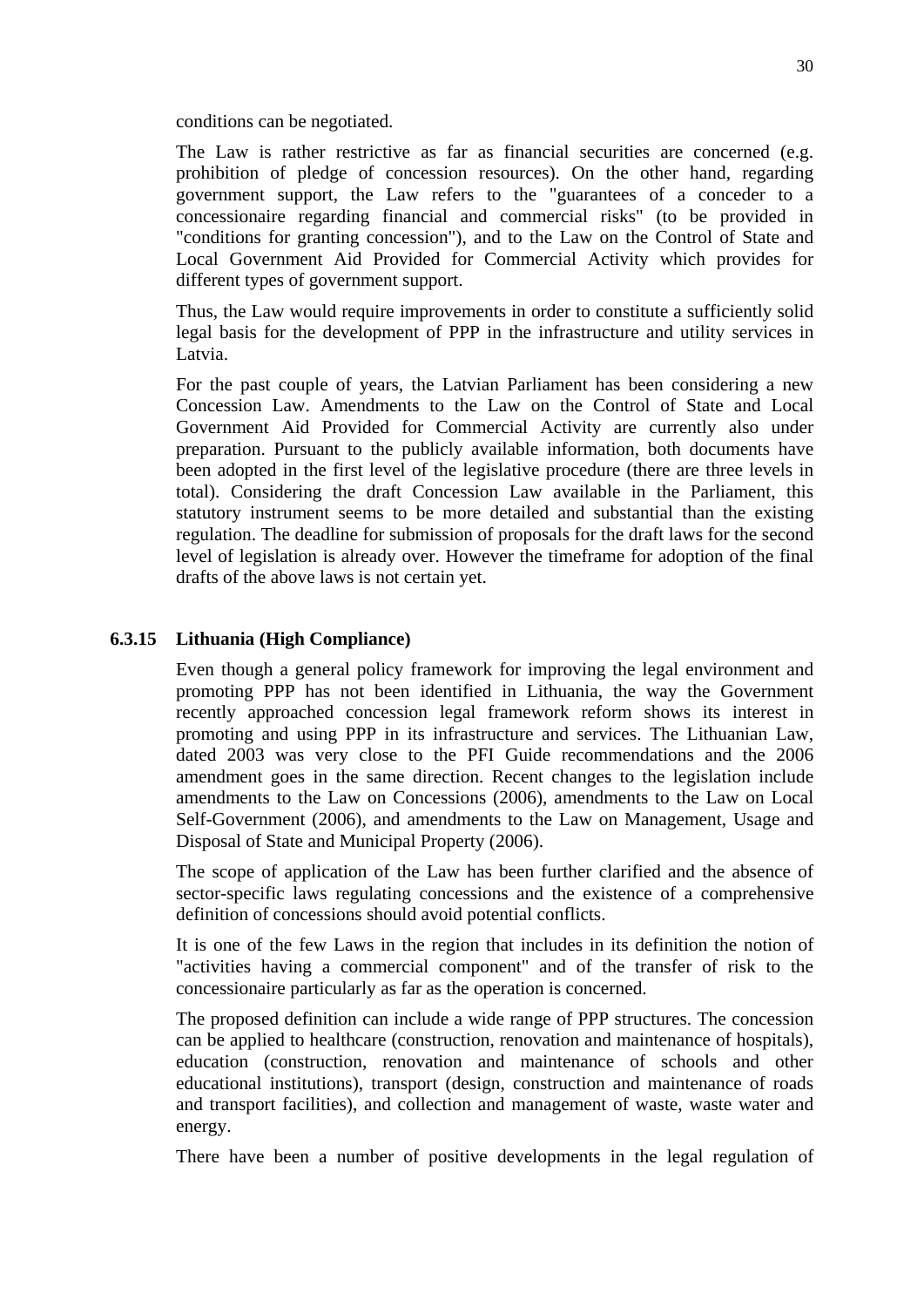conditions can be negotiated.

The Law is rather restrictive as far as financial securities are concerned (e.g. prohibition of pledge of concession resources). On the other hand, regarding government support, the Law refers to the "guarantees of a conceder to a concessionaire regarding financial and commercial risks" (to be provided in "conditions for granting concession"), and to the Law on the Control of State and Local Government Aid Provided for Commercial Activity which provides for different types of government support.

Thus, the Law would require improvements in order to constitute a sufficiently solid legal basis for the development of PPP in the infrastructure and utility services in Latvia.

For the past couple of years, the Latvian Parliament has been considering a new Concession Law. Amendments to the Law on the Control of State and Local Government Aid Provided for Commercial Activity are currently also under preparation. Pursuant to the publicly available information, both documents have been adopted in the first level of the legislative procedure (there are three levels in total). Considering the draft Concession Law available in the Parliament, this statutory instrument seems to be more detailed and substantial than the existing regulation. The deadline for submission of proposals for the draft laws for the second level of legislation is already over. However the timeframe for adoption of the final drafts of the above laws is not certain yet.

### 6.3.15 Lithuania (High Compliance)

Even though a general policy framework for improving the legal environment and promoting PPP has not been identified in Lithuania, the way the Government recently approached concession legal framework reform shows its interest in promoting and using PPP in its infrastructure and services. The Lithuanian Law, dated 2003 was very close to the PFI Guide recommendations and the 2006 amendment goes in the same direction. Recent changes to the legislation include amendments to the Law on Concessions (2006), amendments to the Law on Local Self-Government (2006), and amendments to the Law on Management, Usage and Disposal of State and Municipal Property (2006).

The scope of application of the Law has been further clarified and the absence of sector-specific laws regulating concessions and the existence of a comprehensive definition of concessions should avoid potential conflicts.

It is one of the few Laws in the region that includes in its definition the notion of "activities having a commercial component" and of the transfer of risk to the concessionaire particularly as far as the operation is concerned.

The proposed definition can include a wide range of PPP structures. The concession can be applied to healthcare (construction, renovation and maintenance of hospitals), education (construction, renovation and maintenance of schools and other educational institutions), transport (design, construction and maintenance of roads and transport facilities), and collection and management of waste, waste water and energy.

There have been a number of positive developments in the legal regulation of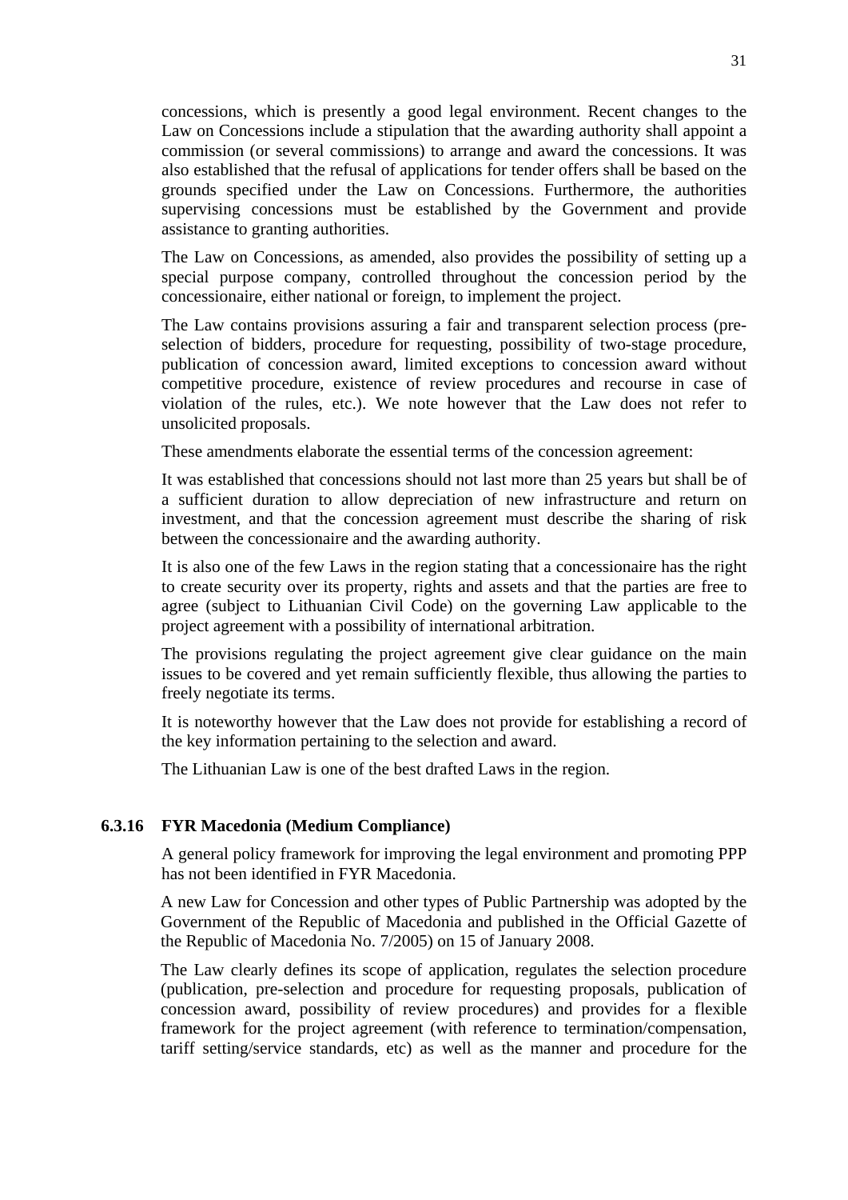concessions, which is presently a good legal environment. Recent changes to the Law on Concessions include a stipulation that the awarding authority shall appoint a commission (or several commissions) to arrange and award the concessions. It was also established that the refusal of applications for tender offers shall be based on the grounds specified under the Law on Concessions. Furthermore, the authorities supervising concessions must be established by the Government and provide assistance to granting authorities.

The Law on Concessions, as amended, also provides the possibility of setting up a special purpose company, controlled throughout the concession period by the concessionaire, either national or foreign, to implement the project.

The Law contains provisions assuring a fair and transparent selection process (pre-selection of bidders, procedure for requesting, possibility of two-stage procedure, publication of concession award, limited exceptions to concession award without competitive procedure, existence of review procedures and recourse in case of violation of the rules, etc.). We note however that the Law does not refer to unsolicited proposals.

These amendments elaborate the essential terms of the concession agreement:

It was established that concessions should not last more than 25 years but shall be of a sufficient duration to allow depreciation of new infrastructure and return on investment, and that the concession agreement must describe the sharing of risk between the concessionaire and the awarding authority.

It is also one of the few Laws in the region stating that a concessionaire has the right to create security over its property, rights and assets and that the parties are free to agree (subject to Lithuanian Civil Code) on the governing Law applicable to the project agreement with a possibility of international arbitration.

The provisions regulating the project agreement give clear guidance on the main issues to be covered and yet remain sufficiently flexible, thus allowing the parties to freely negotiate its terms.

It is noteworthy however that the Law does not provide for establishing a record of the key information pertaining to the selection and award.

The Lithuanian Law is one of the best drafted Laws in the region.

### 6.3.16 FYR Macedonia (Medium Compliance)

A general policy framework for improving the legal environment and promoting PPP has not been identified in FYR Macedonia.

A new Law for Concession and other types of Public Partnership was adopted by the Government of the Republic of Macedonia and published in the Official Gazette of the Republic of Macedonia No. 7/2005) on 15 of January 2008.

The Law clearly defines its scope of application, regulates the selection procedure (publication, pre-selection and procedure for requesting proposals, publication of concession award, possibility of review procedures) and provides for a flexible framework for the project agreement (with reference to termination/compensation, tariff setting/service standards, etc) as well as the manner and procedure for the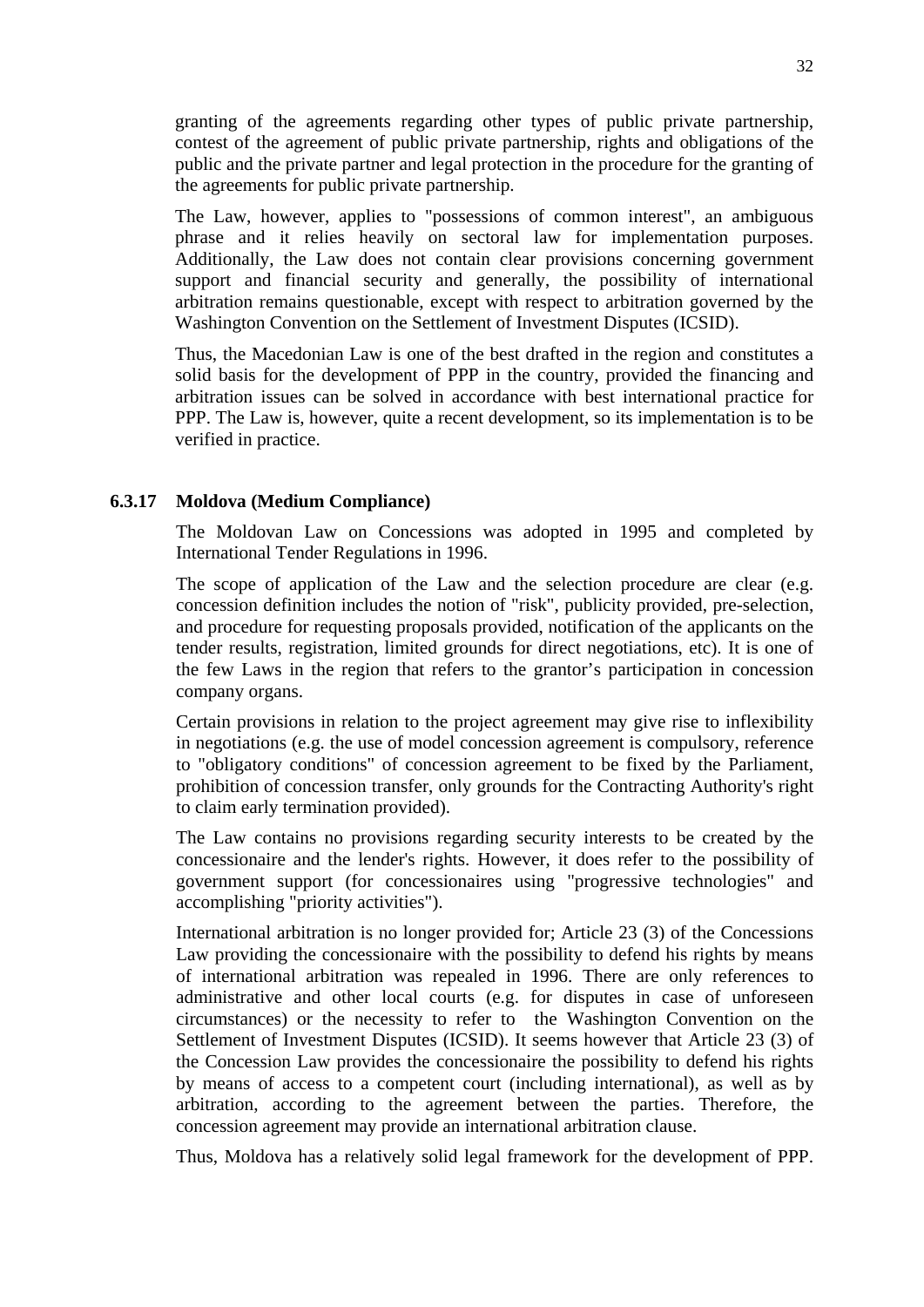granting of the agreements regarding other types of public private partnership, contest of the agreement of public private partnership, rights and obligations of the public and the private partner and legal protection in the procedure for the granting of the agreements for public private partnership.

The Law, however, applies to "possessions of common interest", an ambiguous phrase and it relies heavily on sectoral law for implementation purposes. Additionally, the Law does not contain clear provisions concerning government support and financial security and generally, the possibility of international arbitration remains questionable, except with respect to arbitration governed by the Washington Convention on the Settlement of Investment Disputes (ICSID).

Thus, the Macedonian Law is one of the best drafted in the region and constitutes a solid basis for the development of PPP in the country, provided the financing and arbitration issues can be solved in accordance with best international practice for PPP. The Law is, however, quite a recent development, so its implementation is to be verified in practice.

### 6.3.17 Moldova (Medium Compliance)

The Moldovan Law on Concessions was adopted in 1995 and completed by International Tender Regulations in 1996.

The scope of application of the Law and the selection procedure are clear (e.g. concession definition includes the notion of "risk", publicity provided, pre-selection, and procedure for requesting proposals provided, notification of the applicants on the tender results, registration, limited grounds for direct negotiations, etc). It is one of the few Laws in the region that refers to the grantor's participation in concession company organs.

Certain provisions in relation to the project agreement may give rise to inflexibility in negotiations (e.g. the use of model concession agreement is compulsory, reference to "obligatory conditions" of concession agreement to be fixed by the Parliament, prohibition of concession transfer, only grounds for the Contracting Authority's right to claim early termination provided).

The Law contains no provisions regarding security interests to be created by the concessionaire and the lender's rights. However, it does refer to the possibility of government support (for concessionaires using "progressive technologies" and accomplishing "priority activities").

International arbitration is no longer provided for; Article 23 (3) of the Concessions Law providing the concessionaire with the possibility to defend his rights by means of international arbitration was repealed in 1996. There are only references to administrative and other local courts (e.g. for disputes in case of unforeseen circumstances) or the necessity to refer to the Washington Convention on the Settlement of Investment Disputes (ICSID). It seems however that Article 23 (3) of the Concession Law provides the concessionaire the possibility to defend his rights by means of access to a competent court (including international), as well as by arbitration, according to the agreement between the parties. Therefore, the concession agreement may provide an international arbitration clause.

Thus, Moldova has a relatively solid legal framework for the development of PPP.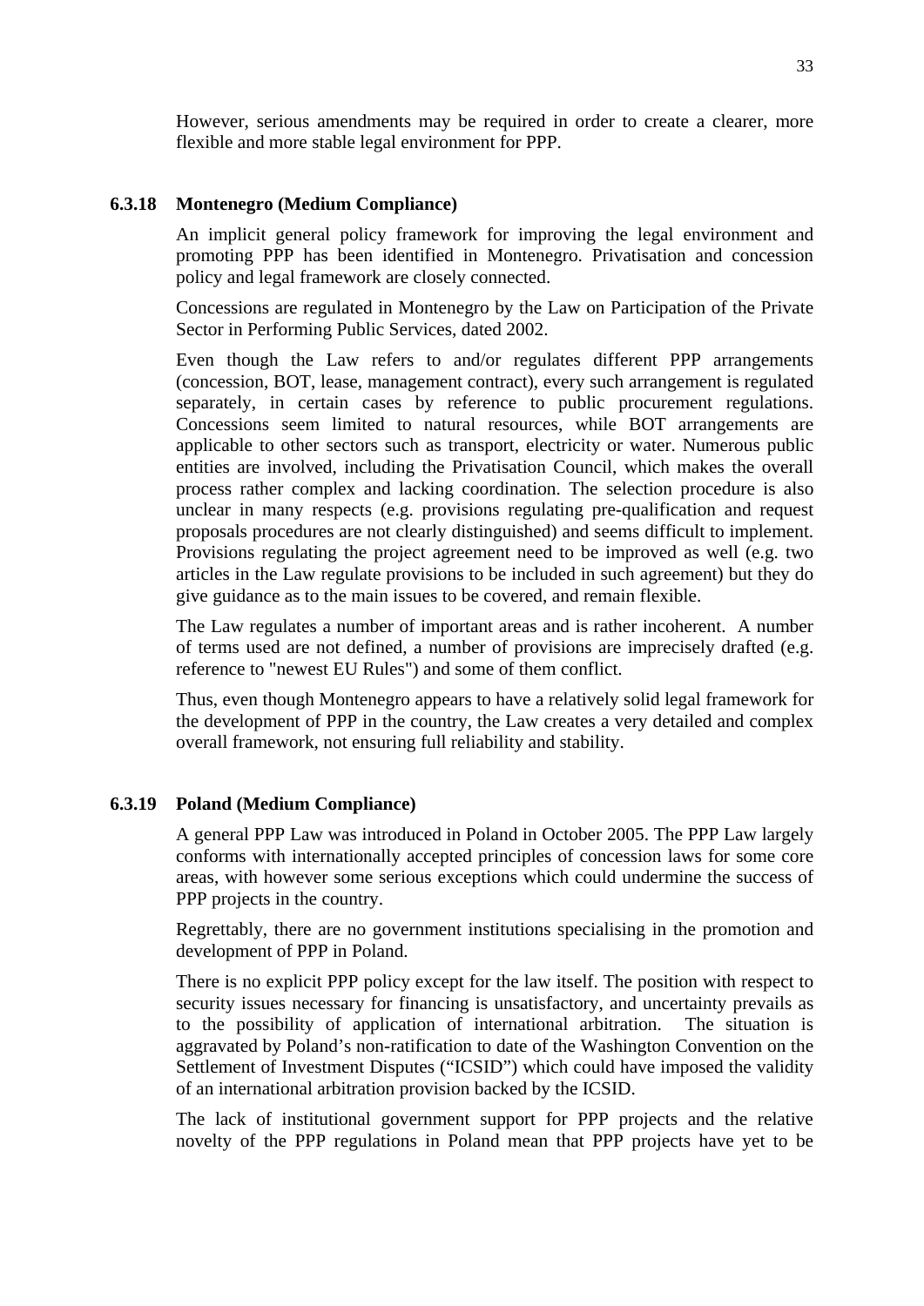However, serious amendments may be required in order to create a clearer, more flexible and more stable legal environment for PPP.

### 6.3.18 Montenegro (Medium Compliance)

An implicit general policy framework for improving the legal environment and promoting PPP has been identified in Montenegro. Privatisation and concession policy and legal framework are closely connected.

Concessions are regulated in Montenegro by the Law on Participation of the Private Sector in Performing Public Services, dated 2002.

Even though the Law refers to and/or regulates different PPP arrangements (concession, BOT, lease, management contract), every such arrangement is regulated separately, in certain cases by reference to public procurement regulations. Concessions seem limited to natural resources, while BOT arrangements are applicable to other sectors such as transport, electricity or water. Numerous public entities are involved, including the Privatisation Council, which makes the overall process rather complex and lacking coordination. The selection procedure is also unclear in many respects (e.g. provisions regulating pre-qualification and request proposals procedures are not clearly distinguished) and seems difficult to implement. Provisions regulating the project agreement need to be improved as well (e.g. two articles in the Law regulate provisions to be included in such agreement) but they do give guidance as to the main issues to be covered, and remain flexible.

The Law regulates a number of important areas and is rather incoherent. A number of terms used are not defined, a number of provisions are imprecisely drafted (e.g. reference to "newest EU Rules") and some of them conflict.

Thus, even though Montenegro appears to have a relatively solid legal framework for the development of PPP in the country, the Law creates a very detailed and complex overall framework, not ensuring full reliability and stability.

### 6.3.19 Poland (Medium Compliance)

A general PPP Law was introduced in Poland in October 2005. The PPP Law largely conforms with internationally accepted principles of concession laws for some core areas, with however some serious exceptions which could undermine the success of PPP projects in the country.

Regrettably, there are no government institutions specialising in the promotion and development of PPP in Poland.

There is no explicit PPP policy except for the law itself. The position with respect to security issues necessary for financing is unsatisfactory, and uncertainty prevails as to the possibility of application of international arbitration. The situation is aggravated by Poland's non-ratification to date of the Washington Convention on the Settlement of Investment Disputes ("ICSID") which could have imposed the validity of an international arbitration provision backed by the ICSID.

The lack of institutional government support for PPP projects and the relative novelty of the PPP regulations in Poland mean that PPP projects have yet to be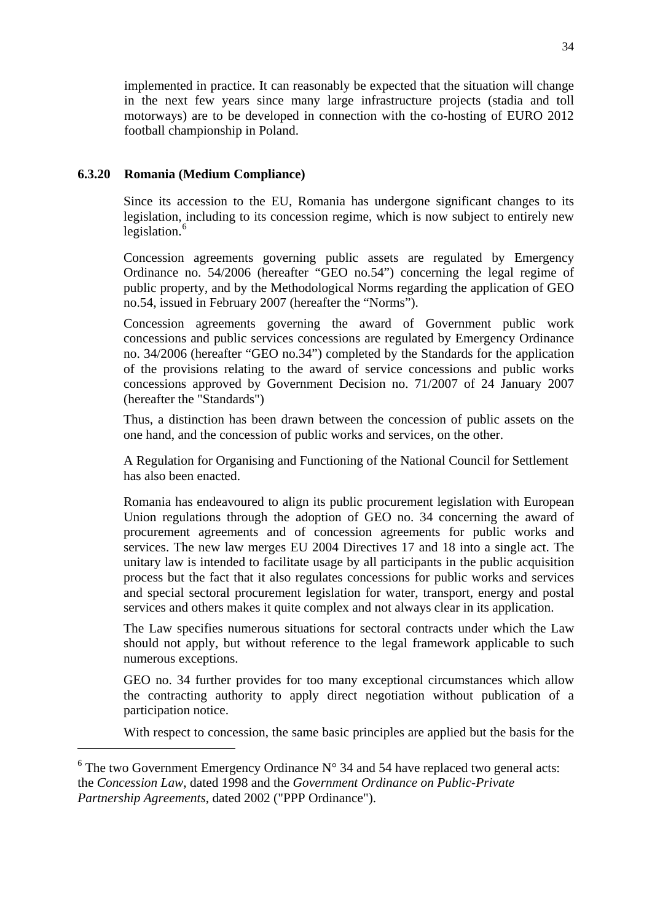implemented in practice. It can reasonably be expected that the situation will change in the next few years since many large infrastructure projects (stadia and toll motorways) are to be developed in connection with the co-hosting of EURO 2012 football championship in Poland.

### 6.3.20 Romania (Medium Compliance)

Since its accession to the EU, Romania has undergone significant changes to its legislation, including to its concession regime, which is now subject to entirely new legislation.[6]

Concession agreements governing public assets are regulated by Emergency Ordinance no. 54/2006 (hereafter "GEO no.54") concerning the legal regime of public property, and by the Methodological Norms regarding the application of GEO no.54, issued in February 2007 (hereafter the "Norms").

Concession agreements governing the award of Government public work concessions and public services concessions are regulated by Emergency Ordinance no. 34/2006 (hereafter "GEO no.34") completed by the Standards for the application of the provisions relating to the award of service concessions and public works concessions approved by Government Decision no. 71/2007 of 24 January 2007 (hereafter the "Standards")

Thus, a distinction has been drawn between the concession of public assets on the one hand, and the concession of public works and services, on the other.

A Regulation for Organising and Functioning of the National Council for Settlement has also been enacted.

Romania has endeavoured to align its public procurement legislation with European Union regulations through the adoption of GEO no. 34 concerning the award of procurement agreements and of concession agreements for public works and services. The new law merges EU 2004 Directives 17 and 18 into a single act. The unitary law is intended to facilitate usage by all participants in the public acquisition process but the fact that it also regulates concessions for public works and services and special sectoral procurement legislation for water, transport, energy and postal services and others makes it quite complex and not always clear in its application.

The Law specifies numerous situations for sectoral contracts under which the Law should not apply, but without reference to the legal framework applicable to such numerous exceptions.

GEO no. 34 further provides for too many exceptional circumstances which allow the contracting authority to apply direct negotiation without publication of a participation notice.

With respect to concession, the same basic principles are applied but the basis for the

---

[6] The two Government Emergency Ordinance N° 34 and 54 have replaced two general acts: the *Concession Law*, dated 1998 and the *Government Ordinance on Public-Private Partnership Agreements*, dated 2002 ("PPP Ordinance").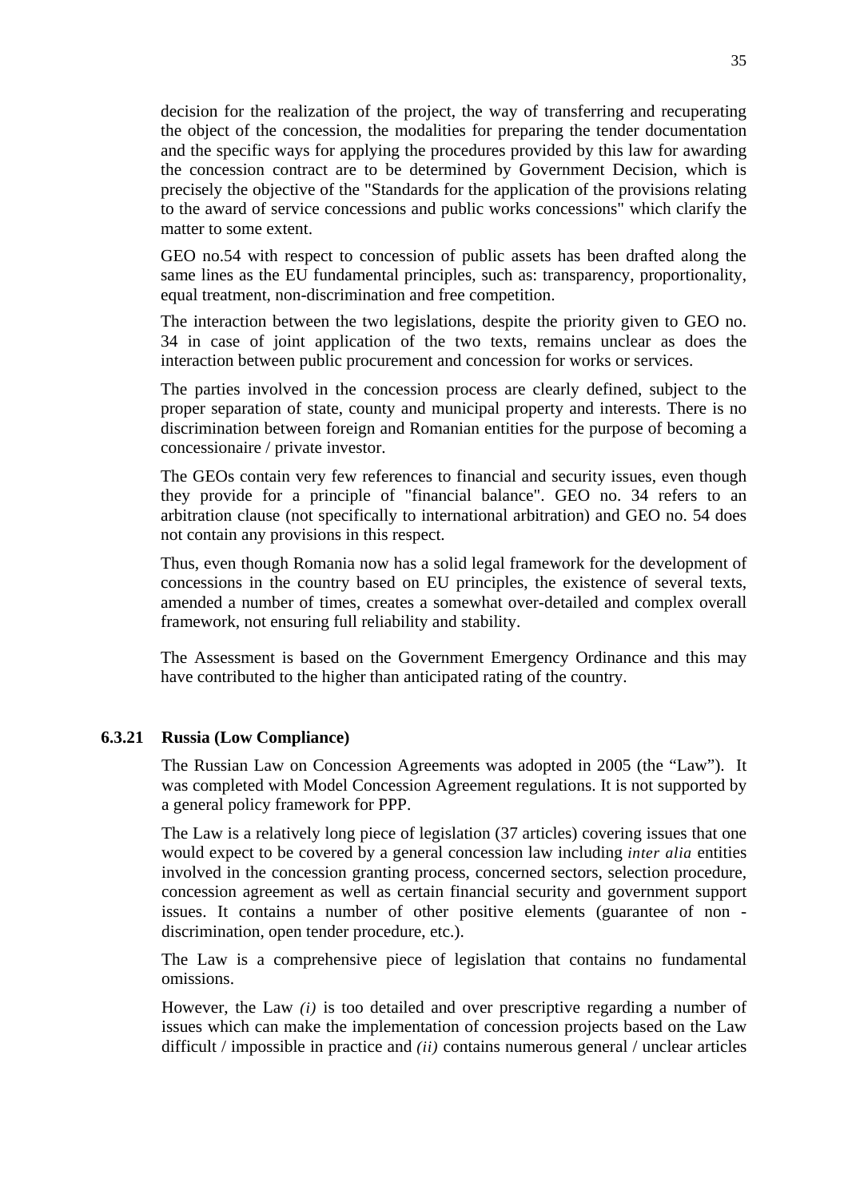decision for the realization of the project, the way of transferring and recuperating the object of the concession, the modalities for preparing the tender documentation and the specific ways for applying the procedures provided by this law for awarding the concession contract are to be determined by Government Decision, which is precisely the objective of the "Standards for the application of the provisions relating to the award of service concessions and public works concessions" which clarify the matter to some extent.

GEO no.54 with respect to concession of public assets has been drafted along the same lines as the EU fundamental principles, such as: transparency, proportionality, equal treatment, non-discrimination and free competition.

The interaction between the two legislations, despite the priority given to GEO no. 34 in case of joint application of the two texts, remains unclear as does the interaction between public procurement and concession for works or services.

The parties involved in the concession process are clearly defined, subject to the proper separation of state, county and municipal property and interests. There is no discrimination between foreign and Romanian entities for the purpose of becoming a concessionaire / private investor.

The GEOs contain very few references to financial and security issues, even though they provide for a principle of "financial balance". GEO no. 34 refers to an arbitration clause (not specifically to international arbitration) and GEO no. 54 does not contain any provisions in this respect.

Thus, even though Romania now has a solid legal framework for the development of concessions in the country based on EU principles, the existence of several texts, amended a number of times, creates a somewhat over-detailed and complex overall framework, not ensuring full reliability and stability.

The Assessment is based on the Government Emergency Ordinance and this may have contributed to the higher than anticipated rating of the country.

### 6.3.21 Russia (Low Compliance)

The Russian Law on Concession Agreements was adopted in 2005 (the "Law"). It was completed with Model Concession Agreement regulations. It is not supported by a general policy framework for PPP.

The Law is a relatively long piece of legislation (37 articles) covering issues that one would expect to be covered by a general concession law including *inter alia* entities involved in the concession granting process, concerned sectors, selection procedure, concession agreement as well as certain financial security and government support issues. It contains a number of other positive elements (guarantee of non - discrimination, open tender procedure, etc.).

The Law is a comprehensive piece of legislation that contains no fundamental omissions.

However, the Law *(i)* is too detailed and over prescriptive regarding a number of issues which can make the implementation of concession projects based on the Law difficult / impossible in practice and *(ii)* contains numerous general / unclear articles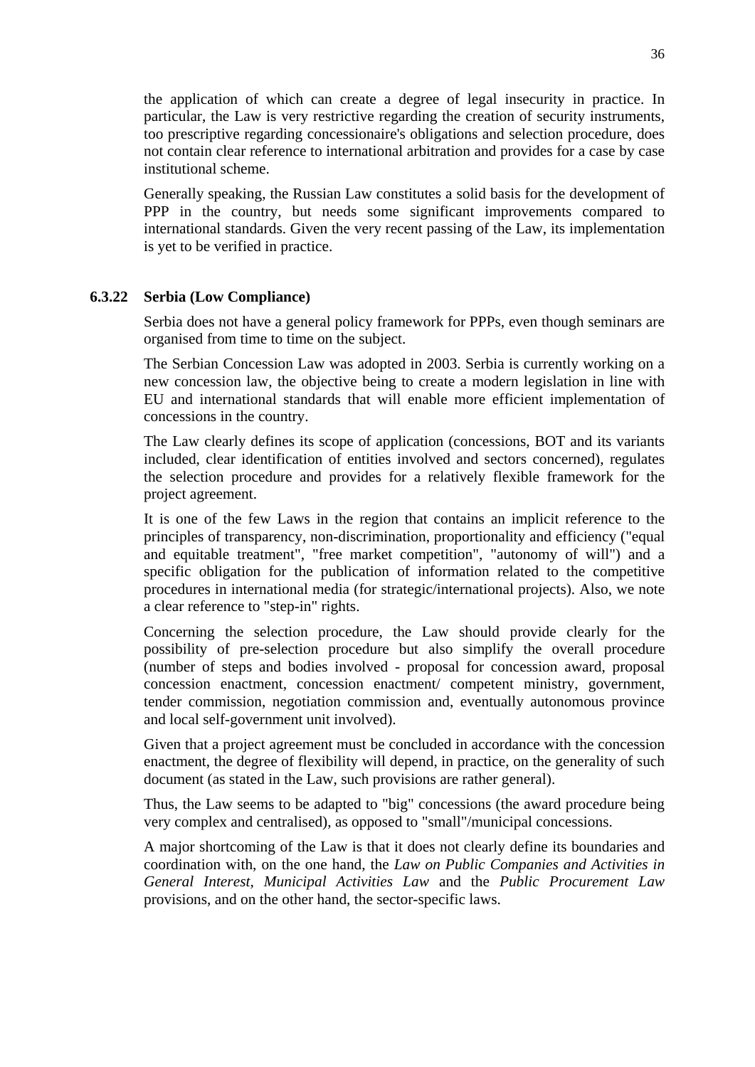the application of which can create a degree of legal insecurity in practice. In particular, the Law is very restrictive regarding the creation of security instruments, too prescriptive regarding concessionaire's obligations and selection procedure, does not contain clear reference to international arbitration and provides for a case by case institutional scheme.

Generally speaking, the Russian Law constitutes a solid basis for the development of PPP in the country, but needs some significant improvements compared to international standards. Given the very recent passing of the Law, its implementation is yet to be verified in practice.

### 6.3.22 Serbia (Low Compliance)

Serbia does not have a general policy framework for PPPs, even though seminars are organised from time to time on the subject.

The Serbian Concession Law was adopted in 2003. Serbia is currently working on a new concession law, the objective being to create a modern legislation in line with EU and international standards that will enable more efficient implementation of concessions in the country.

The Law clearly defines its scope of application (concessions, BOT and its variants included, clear identification of entities involved and sectors concerned), regulates the selection procedure and provides for a relatively flexible framework for the project agreement.

It is one of the few Laws in the region that contains an implicit reference to the principles of transparency, non-discrimination, proportionality and efficiency ("equal and equitable treatment", "free market competition", "autonomy of will") and a specific obligation for the publication of information related to the competitive procedures in international media (for strategic/international projects). Also, we note a clear reference to "step-in" rights.

Concerning the selection procedure, the Law should provide clearly for the possibility of pre-selection procedure but also simplify the overall procedure (number of steps and bodies involved - proposal for concession award, proposal concession enactment, concession enactment/ competent ministry, government, tender commission, negotiation commission and, eventually autonomous province and local self-government unit involved).

Given that a project agreement must be concluded in accordance with the concession enactment, the degree of flexibility will depend, in practice, on the generality of such document (as stated in the Law, such provisions are rather general).

Thus, the Law seems to be adapted to "big" concessions (the award procedure being very complex and centralised), as opposed to "small"/municipal concessions.

A major shortcoming of the Law is that it does not clearly define its boundaries and coordination with, on the one hand, the *Law on Public Companies and Activities in General Interest, Municipal Activities Law* and the *Public Procurement Law* provisions, and on the other hand, the sector-specific laws.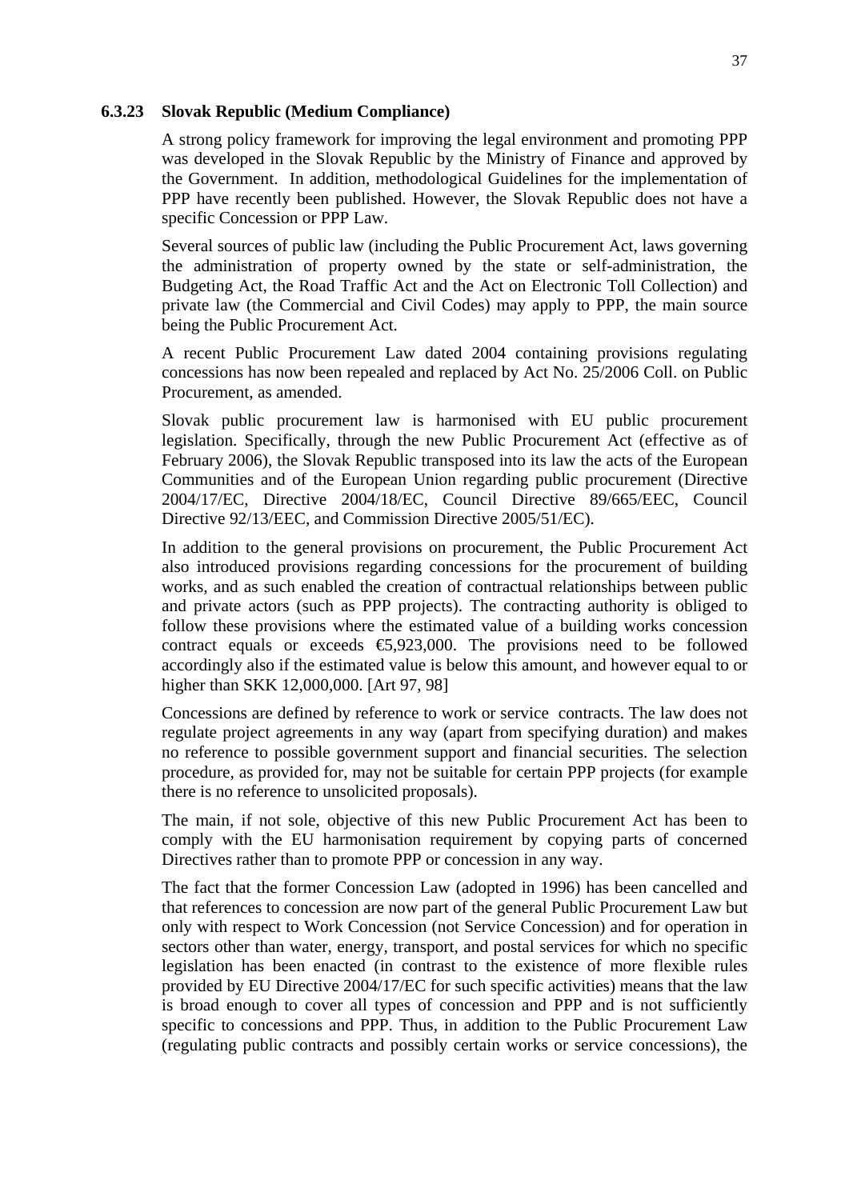### 6.3.23 Slovak Republic (Medium Compliance)

A strong policy framework for improving the legal environment and promoting PPP was developed in the Slovak Republic by the Ministry of Finance and approved by the Government. In addition, methodological Guidelines for the implementation of PPP have recently been published. However, the Slovak Republic does not have a specific Concession or PPP Law.

Several sources of public law (including the Public Procurement Act, laws governing the administration of property owned by the state or self-administration, the Budgeting Act, the Road Traffic Act and the Act on Electronic Toll Collection) and private law (the Commercial and Civil Codes) may apply to PPP, the main source being the Public Procurement Act.

A recent Public Procurement Law dated 2004 containing provisions regulating concessions has now been repealed and replaced by Act No. 25/2006 Coll. on Public Procurement, as amended.

Slovak public procurement law is harmonised with EU public procurement legislation. Specifically, through the new Public Procurement Act (effective as of February 2006), the Slovak Republic transposed into its law the acts of the European Communities and of the European Union regarding public procurement (Directive 2004/17/EC, Directive 2004/18/EC, Council Directive 89/665/EEC, Council Directive 92/13/EEC, and Commission Directive 2005/51/EC).

In addition to the general provisions on procurement, the Public Procurement Act also introduced provisions regarding concessions for the procurement of building works, and as such enabled the creation of contractual relationships between public and private actors (such as PPP projects). The contracting authority is obliged to follow these provisions where the estimated value of a building works concession contract equals or exceeds €5,923,000. The provisions need to be followed accordingly also if the estimated value is below this amount, and however equal to or higher than SKK 12,000,000. [Art 97, 98]

Concessions are defined by reference to work or service contracts. The law does not regulate project agreements in any way (apart from specifying duration) and makes no reference to possible government support and financial securities. The selection procedure, as provided for, may not be suitable for certain PPP projects (for example there is no reference to unsolicited proposals).

The main, if not sole, objective of this new Public Procurement Act has been to comply with the EU harmonisation requirement by copying parts of concerned Directives rather than to promote PPP or concession in any way.

The fact that the former Concession Law (adopted in 1996) has been cancelled and that references to concession are now part of the general Public Procurement Law but only with respect to Work Concession (not Service Concession) and for operation in sectors other than water, energy, transport, and postal services for which no specific legislation has been enacted (in contrast to the existence of more flexible rules provided by EU Directive 2004/17/EC for such specific activities) means that the law is broad enough to cover all types of concession and PPP and is not sufficiently specific to concessions and PPP. Thus, in addition to the Public Procurement Law (regulating public contracts and possibly certain works or service concessions), the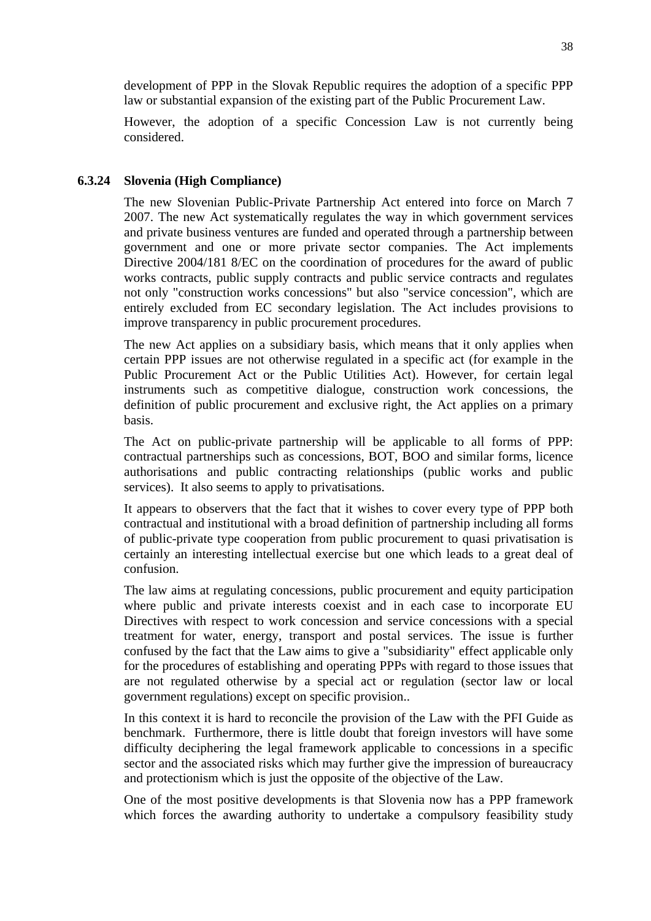development of PPP in the Slovak Republic requires the adoption of a specific PPP law or substantial expansion of the existing part of the Public Procurement Law.

However, the adoption of a specific Concession Law is not currently being considered.

### 6.3.24 Slovenia (High Compliance)

The new Slovenian Public-Private Partnership Act entered into force on March 7 2007. The new Act systematically regulates the way in which government services and private business ventures are funded and operated through a partnership between government and one or more private sector companies. The Act implements Directive 2004/181 8/EC on the coordination of procedures for the award of public works contracts, public supply contracts and public service contracts and regulates not only "construction works concessions" but also "service concession", which are entirely excluded from EC secondary legislation. The Act includes provisions to improve transparency in public procurement procedures.

The new Act applies on a subsidiary basis, which means that it only applies when certain PPP issues are not otherwise regulated in a specific act (for example in the Public Procurement Act or the Public Utilities Act). However, for certain legal instruments such as competitive dialogue, construction work concessions, the definition of public procurement and exclusive right, the Act applies on a primary basis.

The Act on public-private partnership will be applicable to all forms of PPP: contractual partnerships such as concessions, BOT, BOO and similar forms, licence authorisations and public contracting relationships (public works and public services). It also seems to apply to privatisations.

It appears to observers that the fact that it wishes to cover every type of PPP both contractual and institutional with a broad definition of partnership including all forms of public-private type cooperation from public procurement to quasi privatisation is certainly an interesting intellectual exercise but one which leads to a great deal of confusion.

The law aims at regulating concessions, public procurement and equity participation where public and private interests coexist and in each case to incorporate EU Directives with respect to work concession and service concessions with a special treatment for water, energy, transport and postal services. The issue is further confused by the fact that the Law aims to give a "subsidiarity" effect applicable only for the procedures of establishing and operating PPPs with regard to those issues that are not regulated otherwise by a special act or regulation (sector law or local government regulations) except on specific provision..

In this context it is hard to reconcile the provision of the Law with the PFI Guide as benchmark. Furthermore, there is little doubt that foreign investors will have some difficulty deciphering the legal framework applicable to concessions in a specific sector and the associated risks which may further give the impression of bureaucracy and protectionism which is just the opposite of the objective of the Law.

One of the most positive developments is that Slovenia now has a PPP framework which forces the awarding authority to undertake a compulsory feasibility study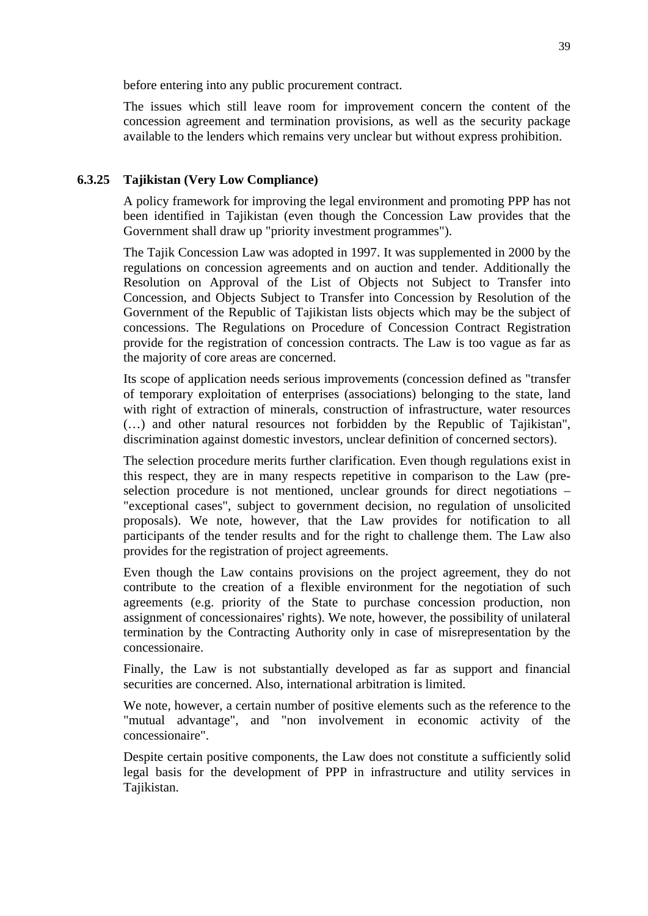before entering into any public procurement contract.

The issues which still leave room for improvement concern the content of the concession agreement and termination provisions, as well as the security package available to the lenders which remains very unclear but without express prohibition.

### 6.3.25 Tajikistan (Very Low Compliance)

A policy framework for improving the legal environment and promoting PPP has not been identified in Tajikistan (even though the Concession Law provides that the Government shall draw up "priority investment programmes").

The Tajik Concession Law was adopted in 1997. It was supplemented in 2000 by the regulations on concession agreements and on auction and tender. Additionally the Resolution on Approval of the List of Objects not Subject to Transfer into Concession, and Objects Subject to Transfer into Concession by Resolution of the Government of the Republic of Tajikistan lists objects which may be the subject of concessions. The Regulations on Procedure of Concession Contract Registration provide for the registration of concession contracts. The Law is too vague as far as the majority of core areas are concerned.

Its scope of application needs serious improvements (concession defined as "transfer of temporary exploitation of enterprises (associations) belonging to the state, land with right of extraction of minerals, construction of infrastructure, water resources (…) and other natural resources not forbidden by the Republic of Tajikistan", discrimination against domestic investors, unclear definition of concerned sectors).

The selection procedure merits further clarification. Even though regulations exist in this respect, they are in many respects repetitive in comparison to the Law (pre-selection procedure is not mentioned, unclear grounds for direct negotiations – "exceptional cases", subject to government decision, no regulation of unsolicited proposals). We note, however, that the Law provides for notification to all participants of the tender results and for the right to challenge them. The Law also provides for the registration of project agreements.

Even though the Law contains provisions on the project agreement, they do not contribute to the creation of a flexible environment for the negotiation of such agreements (e.g. priority of the State to purchase concession production, non assignment of concessionaires' rights). We note, however, the possibility of unilateral termination by the Contracting Authority only in case of misrepresentation by the concessionaire.

Finally, the Law is not substantially developed as far as support and financial securities are concerned. Also, international arbitration is limited.

We note, however, a certain number of positive elements such as the reference to the "mutual advantage", and "non involvement in economic activity of the concessionaire".

Despite certain positive components, the Law does not constitute a sufficiently solid legal basis for the development of PPP in infrastructure and utility services in Tajikistan.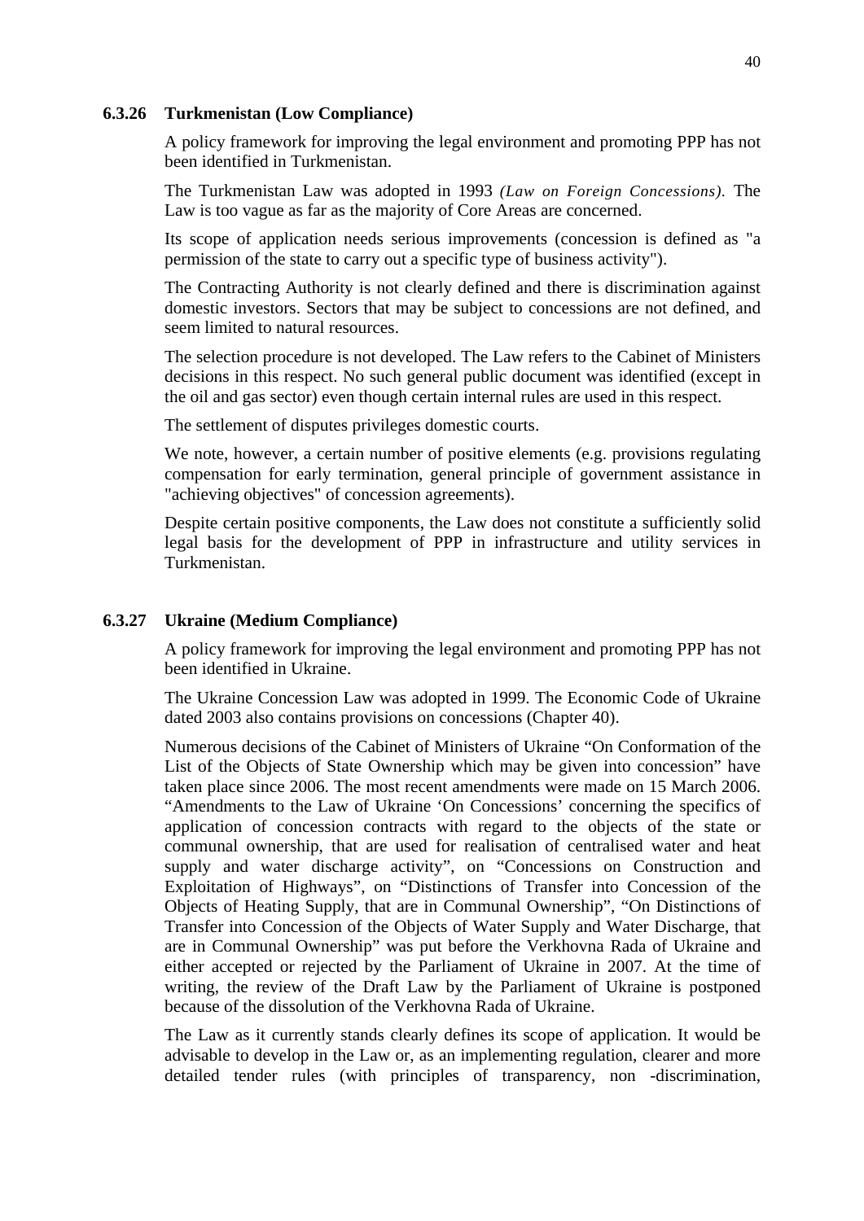### 6.3.26 Turkmenistan (Low Compliance)

A policy framework for improving the legal environment and promoting PPP has not been identified in Turkmenistan.

The Turkmenistan Law was adopted in 1993 *(Law on Foreign Concessions)*. The Law is too vague as far as the majority of Core Areas are concerned.

Its scope of application needs serious improvements (concession is defined as "a permission of the state to carry out a specific type of business activity").

The Contracting Authority is not clearly defined and there is discrimination against domestic investors. Sectors that may be subject to concessions are not defined, and seem limited to natural resources.

The selection procedure is not developed. The Law refers to the Cabinet of Ministers decisions in this respect. No such general public document was identified (except in the oil and gas sector) even though certain internal rules are used in this respect.

The settlement of disputes privileges domestic courts.

We note, however, a certain number of positive elements (e.g. provisions regulating compensation for early termination, general principle of government assistance in "achieving objectives" of concession agreements).

Despite certain positive components, the Law does not constitute a sufficiently solid legal basis for the development of PPP in infrastructure and utility services in Turkmenistan.

### 6.3.27 Ukraine (Medium Compliance)

A policy framework for improving the legal environment and promoting PPP has not been identified in Ukraine.

The Ukraine Concession Law was adopted in 1999. The Economic Code of Ukraine dated 2003 also contains provisions on concessions (Chapter 40).

Numerous decisions of the Cabinet of Ministers of Ukraine "On Conformation of the List of the Objects of State Ownership which may be given into concession" have taken place since 2006. The most recent amendments were made on 15 March 2006. "Amendments to the Law of Ukraine 'On Concessions' concerning the specifics of application of concession contracts with regard to the objects of the state or communal ownership, that are used for realisation of centralised water and heat supply and water discharge activity", on "Concessions on Construction and Exploitation of Highways", on "Distinctions of Transfer into Concession of the Objects of Heating Supply, that are in Communal Ownership", "On Distinctions of Transfer into Concession of the Objects of Water Supply and Water Discharge, that are in Communal Ownership" was put before the Verkhovna Rada of Ukraine and either accepted or rejected by the Parliament of Ukraine in 2007. At the time of writing, the review of the Draft Law by the Parliament of Ukraine is postponed because of the dissolution of the Verkhovna Rada of Ukraine.

The Law as it currently stands clearly defines its scope of application. It would be advisable to develop in the Law or, as an implementing regulation, clearer and more detailed tender rules (with principles of transparency, non -discrimination,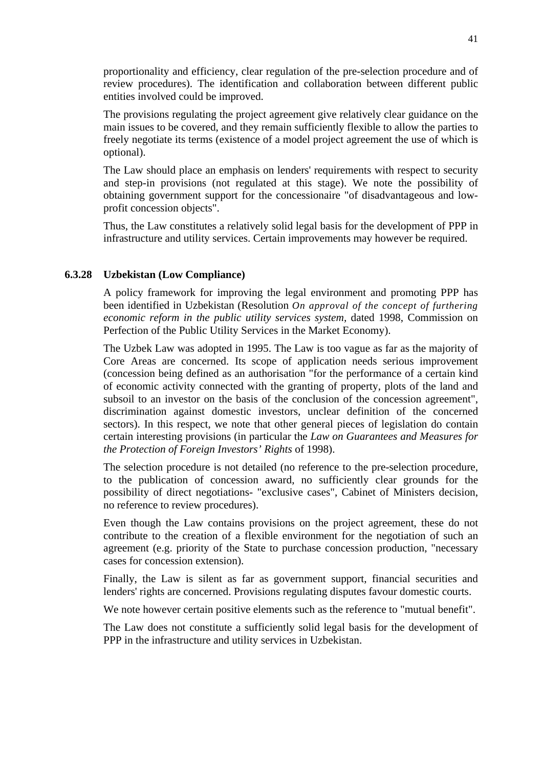proportionality and efficiency, clear regulation of the pre-selection procedure and of review procedures). The identification and collaboration between different public entities involved could be improved.

The provisions regulating the project agreement give relatively clear guidance on the main issues to be covered, and they remain sufficiently flexible to allow the parties to freely negotiate its terms (existence of a model project agreement the use of which is optional).

The Law should place an emphasis on lenders' requirements with respect to security and step-in provisions (not regulated at this stage). We note the possibility of obtaining government support for the concessionaire "of disadvantageous and low-profit concession objects".

Thus, the Law constitutes a relatively solid legal basis for the development of PPP in infrastructure and utility services. Certain improvements may however be required.

#### 6.3.28 Uzbekistan (Low Compliance)

A policy framework for improving the legal environment and promoting PPP has been identified in Uzbekistan (Resolution *On approval of the concept of furthering economic reform in the public utility services system*, dated 1998, Commission on Perfection of the Public Utility Services in the Market Economy).

The Uzbek Law was adopted in 1995. The Law is too vague as far as the majority of Core Areas are concerned. Its scope of application needs serious improvement (concession being defined as an authorisation "for the performance of a certain kind of economic activity connected with the granting of property, plots of the land and subsoil to an investor on the basis of the conclusion of the concession agreement", discrimination against domestic investors, unclear definition of the concerned sectors). In this respect, we note that other general pieces of legislation do contain certain interesting provisions (in particular the *Law on Guarantees and Measures for the Protection of Foreign Investors' Rights* of 1998).

The selection procedure is not detailed (no reference to the pre-selection procedure, to the publication of concession award, no sufficiently clear grounds for the possibility of direct negotiations- "exclusive cases", Cabinet of Ministers decision, no reference to review procedures).

Even though the Law contains provisions on the project agreement, these do not contribute to the creation of a flexible environment for the negotiation of such an agreement (e.g. priority of the State to purchase concession production, "necessary cases for concession extension).

Finally, the Law is silent as far as government support, financial securities and lenders' rights are concerned. Provisions regulating disputes favour domestic courts.

We note however certain positive elements such as the reference to "mutual benefit".

The Law does not constitute a sufficiently solid legal basis for the development of PPP in the infrastructure and utility services in Uzbekistan.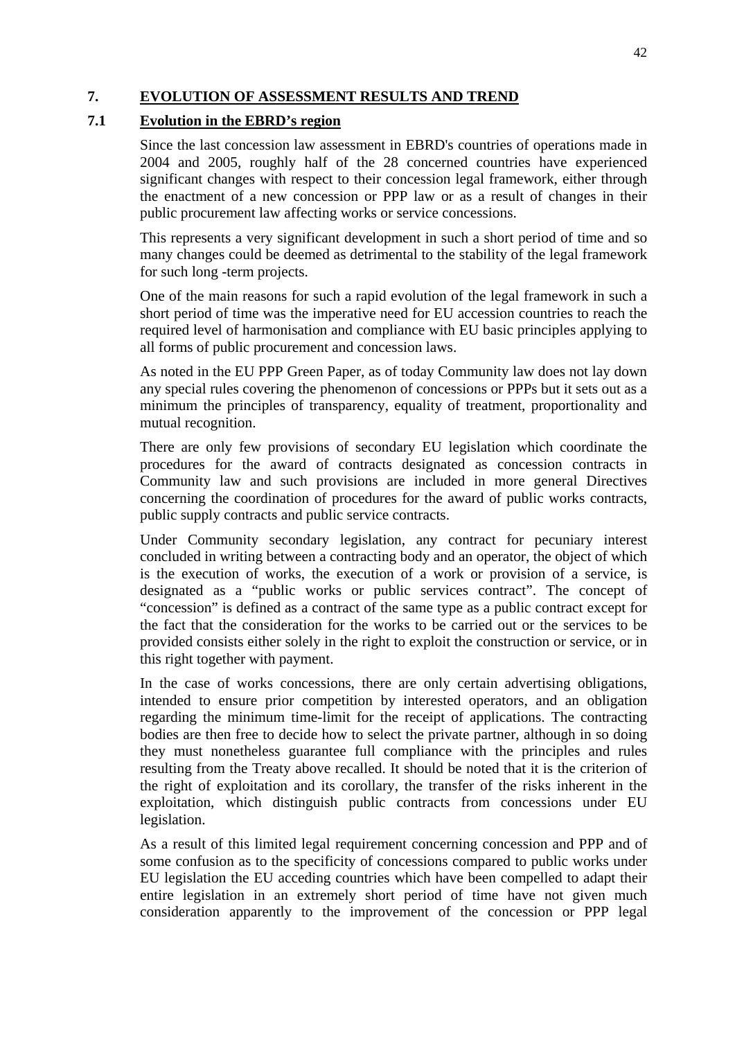## 7. EVOLUTION OF ASSESSMENT RESULTS AND TREND

### 7.1 Evolution in the EBRD's region

Since the last concession law assessment in EBRD's countries of operations made in 2004 and 2005, roughly half of the 28 concerned countries have experienced significant changes with respect to their concession legal framework, either through the enactment of a new concession or PPP law or as a result of changes in their public procurement law affecting works or service concessions.

This represents a very significant development in such a short period of time and so many changes could be deemed as detrimental to the stability of the legal framework for such long -term projects.

One of the main reasons for such a rapid evolution of the legal framework in such a short period of time was the imperative need for EU accession countries to reach the required level of harmonisation and compliance with EU basic principles applying to all forms of public procurement and concession laws.

As noted in the EU PPP Green Paper, as of today Community law does not lay down any special rules covering the phenomenon of concessions or PPPs but it sets out as a minimum the principles of transparency, equality of treatment, proportionality and mutual recognition.

There are only few provisions of secondary EU legislation which coordinate the procedures for the award of contracts designated as concession contracts in Community law and such provisions are included in more general Directives concerning the coordination of procedures for the award of public works contracts, public supply contracts and public service contracts.

Under Community secondary legislation, any contract for pecuniary interest concluded in writing between a contracting body and an operator, the object of which is the execution of works, the execution of a work or provision of a service, is designated as a "public works or public services contract". The concept of "concession" is defined as a contract of the same type as a public contract except for the fact that the consideration for the works to be carried out or the services to be provided consists either solely in the right to exploit the construction or service, or in this right together with payment.

In the case of works concessions, there are only certain advertising obligations, intended to ensure prior competition by interested operators, and an obligation regarding the minimum time-limit for the receipt of applications. The contracting bodies are then free to decide how to select the private partner, although in so doing they must nonetheless guarantee full compliance with the principles and rules resulting from the Treaty above recalled. It should be noted that it is the criterion of the right of exploitation and its corollary, the transfer of the risks inherent in the exploitation, which distinguish public contracts from concessions under EU legislation.

As a result of this limited legal requirement concerning concession and PPP and of some confusion as to the specificity of concessions compared to public works under EU legislation the EU acceding countries which have been compelled to adapt their entire legislation in an extremely short period of time have not given much consideration apparently to the improvement of the concession or PPP legal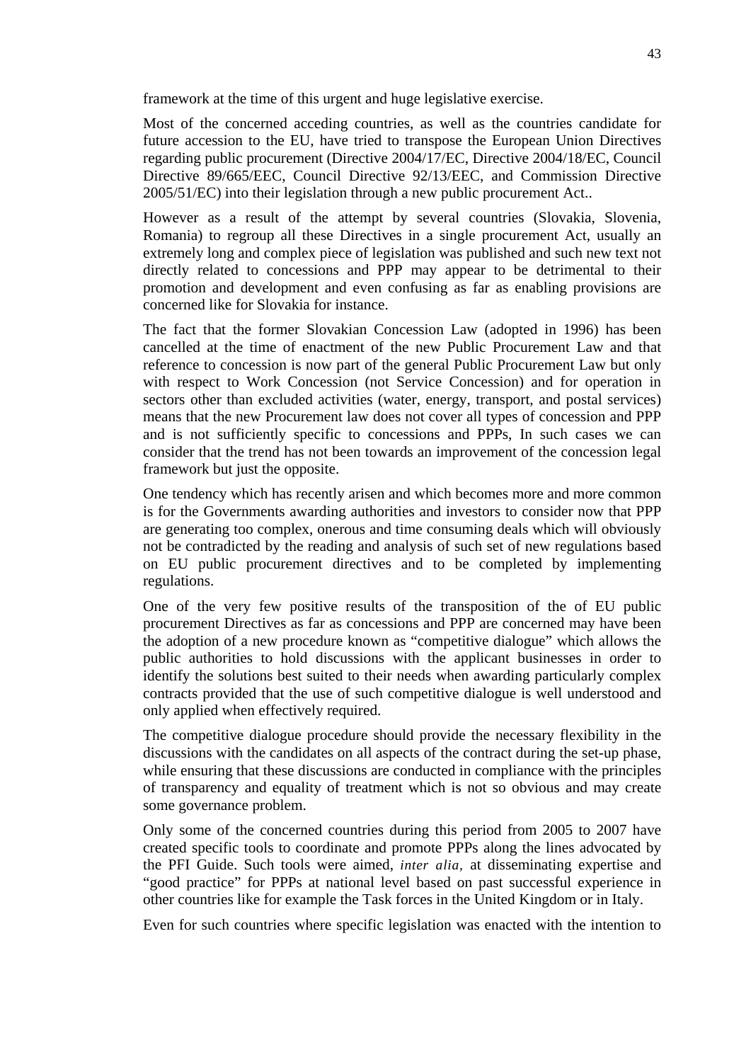framework at the time of this urgent and huge legislative exercise.

Most of the concerned acceding countries, as well as the countries candidate for future accession to the EU, have tried to transpose the European Union Directives regarding public procurement (Directive 2004/17/EC, Directive 2004/18/EC, Council Directive 89/665/EEC, Council Directive 92/13/EEC, and Commission Directive 2005/51/EC) into their legislation through a new public procurement Act..

However as a result of the attempt by several countries (Slovakia, Slovenia, Romania) to regroup all these Directives in a single procurement Act, usually an extremely long and complex piece of legislation was published and such new text not directly related to concessions and PPP may appear to be detrimental to their promotion and development and even confusing as far as enabling provisions are concerned like for Slovakia for instance.

The fact that the former Slovakian Concession Law (adopted in 1996) has been cancelled at the time of enactment of the new Public Procurement Law and that reference to concession is now part of the general Public Procurement Law but only with respect to Work Concession (not Service Concession) and for operation in sectors other than excluded activities (water, energy, transport, and postal services) means that the new Procurement law does not cover all types of concession and PPP and is not sufficiently specific to concessions and PPPs, In such cases we can consider that the trend has not been towards an improvement of the concession legal framework but just the opposite.

One tendency which has recently arisen and which becomes more and more common is for the Governments awarding authorities and investors to consider now that PPP are generating too complex, onerous and time consuming deals which will obviously not be contradicted by the reading and analysis of such set of new regulations based on EU public procurement directives and to be completed by implementing regulations.

One of the very few positive results of the transposition of the of EU public procurement Directives as far as concessions and PPP are concerned may have been the adoption of a new procedure known as "competitive dialogue" which allows the public authorities to hold discussions with the applicant businesses in order to identify the solutions best suited to their needs when awarding particularly complex contracts provided that the use of such competitive dialogue is well understood and only applied when effectively required.

The competitive dialogue procedure should provide the necessary flexibility in the discussions with the candidates on all aspects of the contract during the set-up phase, while ensuring that these discussions are conducted in compliance with the principles of transparency and equality of treatment which is not so obvious and may create some governance problem.

Only some of the concerned countries during this period from 2005 to 2007 have created specific tools to coordinate and promote PPPs along the lines advocated by the PFI Guide. Such tools were aimed, *inter alia,* at disseminating expertise and "good practice" for PPPs at national level based on past successful experience in other countries like for example the Task forces in the United Kingdom or in Italy.

Even for such countries where specific legislation was enacted with the intention to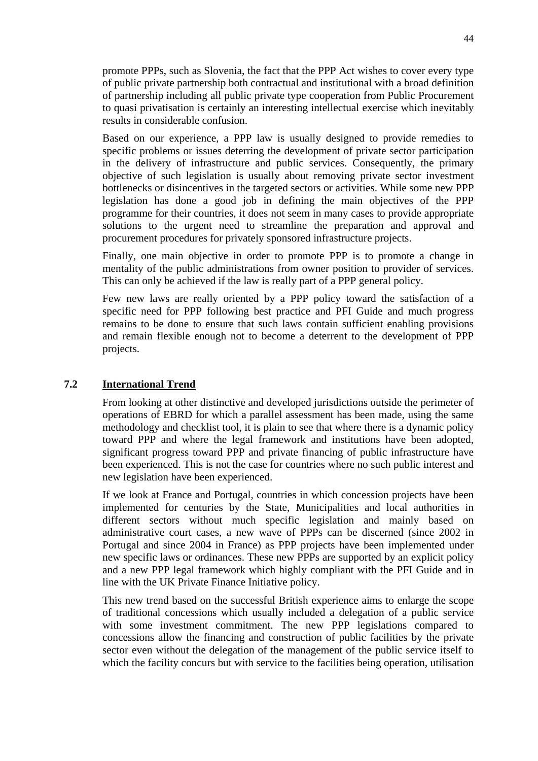promote PPPs, such as Slovenia, the fact that the PPP Act wishes to cover every type of public private partnership both contractual and institutional with a broad definition of partnership including all public private type cooperation from Public Procurement to quasi privatisation is certainly an interesting intellectual exercise which inevitably results in considerable confusion.

Based on our experience, a PPP law is usually designed to provide remedies to specific problems or issues deterring the development of private sector participation in the delivery of infrastructure and public services. Consequently, the primary objective of such legislation is usually about removing private sector investment bottlenecks or disincentives in the targeted sectors or activities. While some new PPP legislation has done a good job in defining the main objectives of the PPP programme for their countries, it does not seem in many cases to provide appropriate solutions to the urgent need to streamline the preparation and approval and procurement procedures for privately sponsored infrastructure projects.

Finally, one main objective in order to promote PPP is to promote a change in mentality of the public administrations from owner position to provider of services. This can only be achieved if the law is really part of a PPP general policy.

Few new laws are really oriented by a PPP policy toward the satisfaction of a specific need for PPP following best practice and PFI Guide and much progress remains to be done to ensure that such laws contain sufficient enabling provisions and remain flexible enough not to become a deterrent to the development of PPP projects.

## 7.2 International Trend

From looking at other distinctive and developed jurisdictions outside the perimeter of operations of EBRD for which a parallel assessment has been made, using the same methodology and checklist tool, it is plain to see that where there is a dynamic policy toward PPP and where the legal framework and institutions have been adopted, significant progress toward PPP and private financing of public infrastructure have been experienced. This is not the case for countries where no such public interest and new legislation have been experienced.

If we look at France and Portugal, countries in which concession projects have been implemented for centuries by the State, Municipalities and local authorities in different sectors without much specific legislation and mainly based on administrative court cases, a new wave of PPPs can be discerned (since 2002 in Portugal and since 2004 in France) as PPP projects have been implemented under new specific laws or ordinances. These new PPPs are supported by an explicit policy and a new PPP legal framework which highly compliant with the PFI Guide and in line with the UK Private Finance Initiative policy.

This new trend based on the successful British experience aims to enlarge the scope of traditional concessions which usually included a delegation of a public service with some investment commitment. The new PPP legislations compared to concessions allow the financing and construction of public facilities by the private sector even without the delegation of the management of the public service itself to which the facility concurs but with service to the facilities being operation, utilisation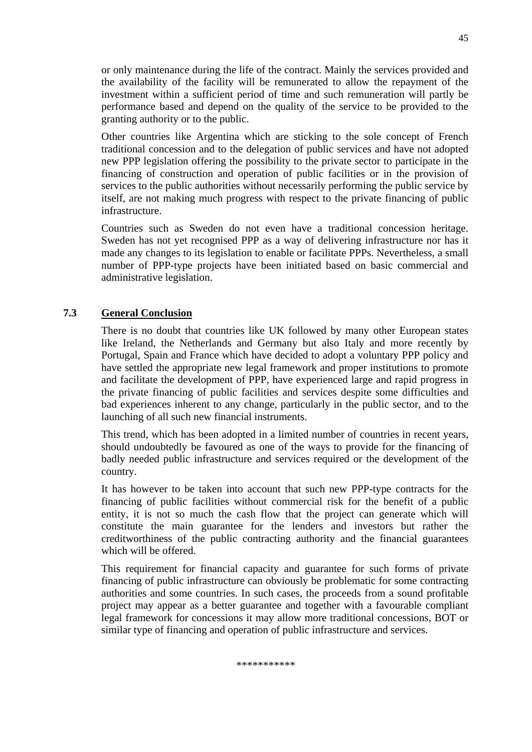or only maintenance during the life of the contract. Mainly the services provided and the availability of the facility will be remunerated to allow the repayment of the investment within a sufficient period of time and such remuneration will partly be performance based and depend on the quality of the service to be provided to the granting authority or to the public.

Other countries like Argentina which are sticking to the sole concept of French traditional concession and to the delegation of public services and have not adopted new PPP legislation offering the possibility to the private sector to participate in the financing of construction and operation of public facilities or in the provision of services to the public authorities without necessarily performing the public service by itself, are not making much progress with respect to the private financing of public infrastructure.

Countries such as Sweden do not even have a traditional concession heritage. Sweden has not yet recognised PPP as a way of delivering infrastructure nor has it made any changes to its legislation to enable or facilitate PPPs. Nevertheless, a small number of PPP-type projects have been initiated based on basic commercial and administrative legislation.

## 7.3 General Conclusion

There is no doubt that countries like UK followed by many other European states like Ireland, the Netherlands and Germany but also Italy and more recently by Portugal, Spain and France which have decided to adopt a voluntary PPP policy and have settled the appropriate new legal framework and proper institutions to promote and facilitate the development of PPP, have experienced large and rapid progress in the private financing of public facilities and services despite some difficulties and bad experiences inherent to any change, particularly in the public sector, and to the launching of all such new financial instruments.

This trend, which has been adopted in a limited number of countries in recent years, should undoubtedly be favoured as one of the ways to provide for the financing of badly needed public infrastructure and services required or the development of the country.

It has however to be taken into account that such new PPP-type contracts for the financing of public facilities without commercial risk for the benefit of a public entity, it is not so much the cash flow that the project can generate which will constitute the main guarantee for the lenders and investors but rather the creditworthiness of the public contracting authority and the financial guarantees which will be offered.

This requirement for financial capacity and guarantee for such forms of private financing of public infrastructure can obviously be problematic for some contracting authorities and some countries. In such cases, the proceeds from a sound profitable project may appear as a better guarantee and together with a favourable compliant legal framework for concessions it may allow more traditional concessions, BOT or similar type of financing and operation of public infrastructure and services.

***********